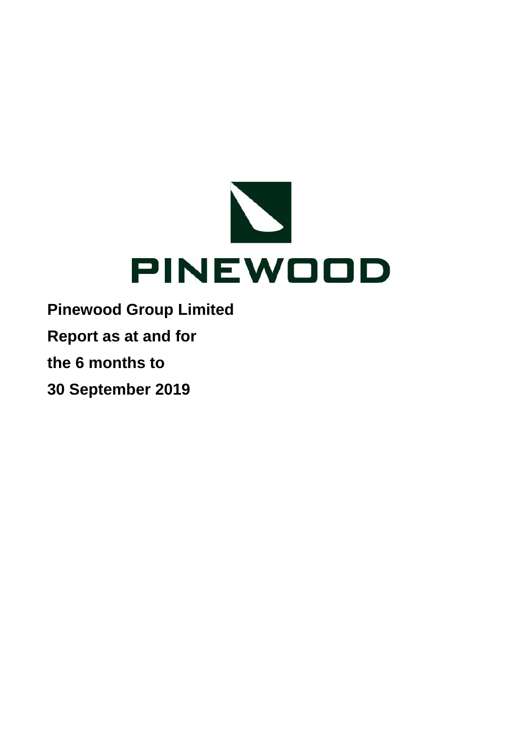PINEWOOD

**Pinewood Group Limited**

**Report as at and for**

**the 6 months to**

**30 September 2019**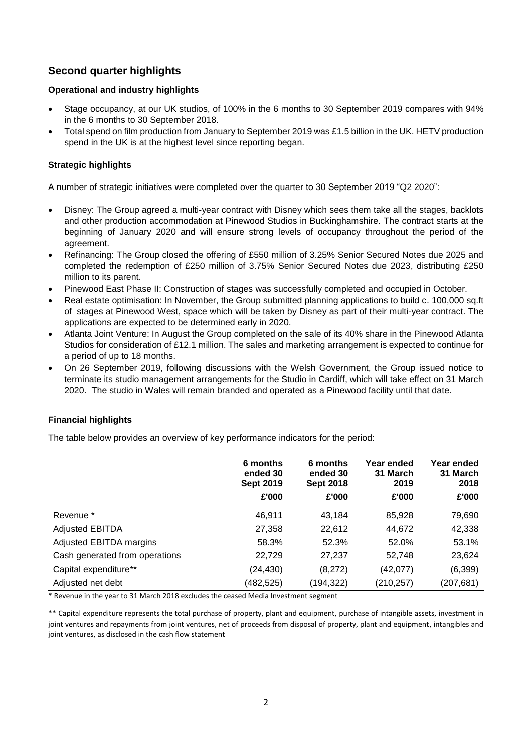## Second quarter highlights

### Operational and industry highlights

- Stage occupancy, at our UK studios, of 100% in the 6 months to 30 September 2019 compares with 94% in the 6 months to 30 September 2018.
- Total spend on film production from January to September 2019 was £1.5 billion in the UK. HETV production spend in the UK is at the highest level since reporting began.

### Strategic highlights

A number of strategic initiatives were completed over the quarter to 30 September 2019 "Q2 2020":

- Disney: The Group agreed a multi-year contract with Disney which sees them take all the stages, backlots and other production accommodation at Pinewood Studios in Buckinghamshire. The contract starts at the beginning of January 2020 and will ensure strong levels of occupancy throughout the period of the agreement.
- Refinancing: The Group closed the offering of £550 million of 3.25% Senior Secured Notes due 2025 and completed the redemption of £250 million of 3.75% Senior Secured Notes due 2023, distributing £250 million to its parent.
- Pinewood East Phase II: Construction of stages was successfully completed and occupied in October.
- Real estate optimisation: In November, the Group submitted planning applications to build c. 100,000 sq.ft of stages at Pinewood West, space which will be taken by Disney as part of their multi-year contract. The applications are expected to be determined early in 2020.
- Atlanta Joint Venture: In August the Group completed on the sale of its 40% share in the Pinewood Atlanta Studios for consideration of £12.1 million. The sales and marketing arrangement is expected to continue for a period of up to 18 months.
- On 26 September 2019, following discussions with the Welsh Government, the Group issued notice to terminate its studio management arrangements for the Studio in Cardiff, which will take effect on 31 March 2020. The studio in Wales will remain branded and operated as a Pinewood facility until that date.

### Financial highlights

The table below provides an overview of key performance indicators for the period:

| | 6 months ended 30 Sept 2019 | 6 months ended 30 Sept 2018 | Year ended 31 March 2019 | Year ended 31 March 2018 |
|---|---|---|---|---|
| | £'000 | £'000 | £'000 | £'000 |
| Revenue * | 46,911 | 43,184 | 85,928 | 79,690 |
| Adjusted EBITDA | 27,358 | 22,612 | 44,672 | 42,338 |
| Adjusted EBITDA margins | 58.3% | 52.3% | 52.0% | 53.1% |
| Cash generated from operations | 22,729 | 27,237 | 52,748 | 23,624 |
| Capital expenditure** | (24,430) | (8,272) | (42,077) | (6,399) |
| Adjusted net debt | (482,525) | (194,322) | (210,257) | (207,681) |

* Revenue in the year to 31 March 2018 excludes the ceased Media Investment segment

** Capital expenditure represents the total purchase of property, plant and equipment, purchase of intangible assets, investment in joint ventures and repayments from joint ventures, net of proceeds from disposal of property, plant and equipment, intangibles and joint ventures, as disclosed in the cash flow statement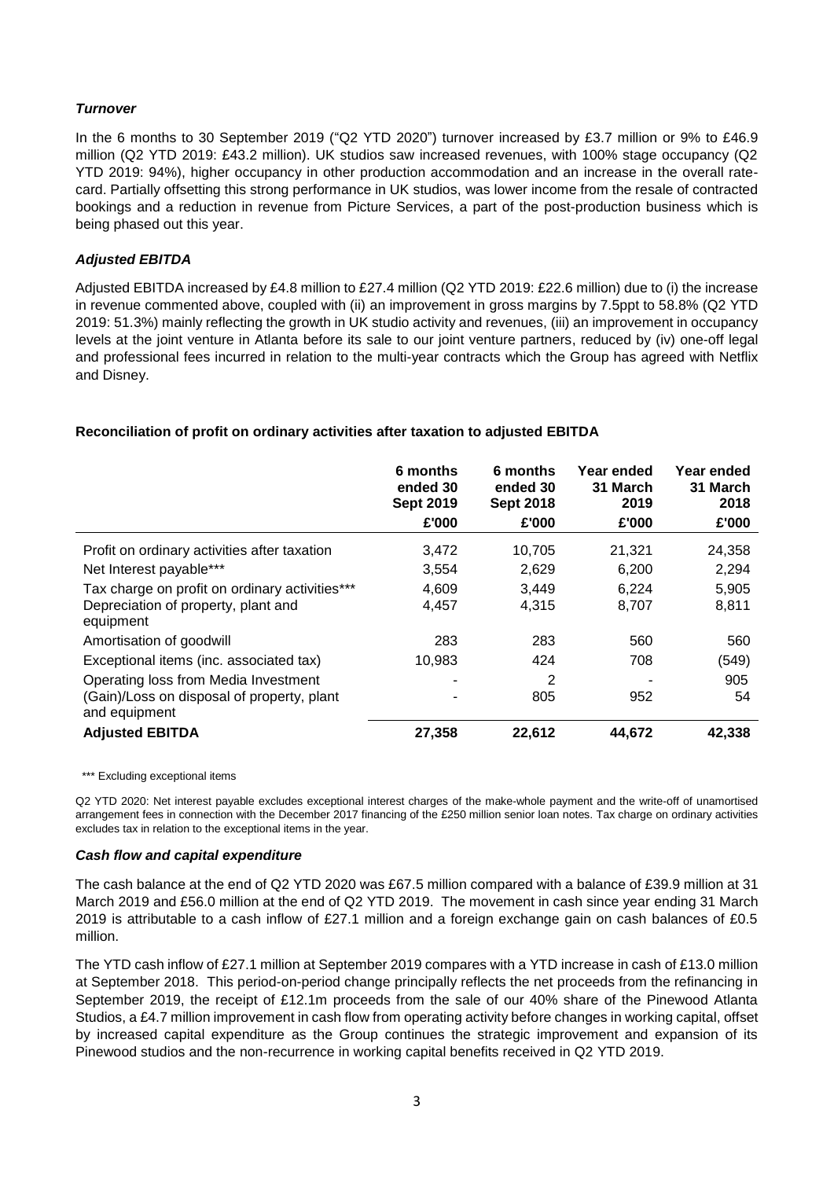### *Turnover*

In the 6 months to 30 September 2019 ("Q2 YTD 2020") turnover increased by £3.7 million or 9% to £46.9 million (Q2 YTD 2019: £43.2 million). UK studios saw increased revenues, with 100% stage occupancy (Q2 YTD 2019: 94%), higher occupancy in other production accommodation and an increase in the overall rate-card. Partially offsetting this strong performance in UK studios, was lower income from the resale of contracted bookings and a reduction in revenue from Picture Services, a part of the post-production business which is being phased out this year.

### *Adjusted EBITDA*

Adjusted EBITDA increased by £4.8 million to £27.4 million (Q2 YTD 2019: £22.6 million) due to (i) the increase in revenue commented above, coupled with (ii) an improvement in gross margins by 7.5ppt to 58.8% (Q2 YTD 2019: 51.3%) mainly reflecting the growth in UK studio activity and revenues, (iii) an improvement in occupancy levels at the joint venture in Atlanta before its sale to our joint venture partners, reduced by (iv) one-off legal and professional fees incurred in relation to the multi-year contracts which the Group has agreed with Netflix and Disney.

**Reconciliation of profit on ordinary activities after taxation to adjusted EBITDA**

| | 6 months ended 30 Sept 2019 | 6 months ended 30 Sept 2018 | Year ended 31 March 2019 | Year ended 31 March 2018 |
|---|---|---|---|---|
| | £'000 | £'000 | £'000 | £'000 |
| Profit on ordinary activities after taxation | 3,472 | 10,705 | 21,321 | 24,358 |
| Net Interest payable*** | 3,554 | 2,629 | 6,200 | 2,294 |
| Tax charge on profit on ordinary activities*** | 4,609 | 3,449 | 6,224 | 5,905 |
| Depreciation of property, plant and equipment | 4,457 | 4,315 | 8,707 | 8,811 |
| Amortisation of goodwill | 283 | 283 | 560 | 560 |
| Exceptional items (inc. associated tax) | 10,983 | 424 | 708 | (549) |
| Operating loss from Media Investment | - | 2 | - | 905 |
| (Gain)/Loss on disposal of property, plant and equipment | - | 805 | 952 | 54 |
| **Adjusted EBITDA** | **27,358** | **22,612** | **44,672** | **42,338** |

*** Excluding exceptional items

Q2 YTD 2020: Net interest payable excludes exceptional interest charges of the make-whole payment and the write-off of unamortised arrangement fees in connection with the December 2017 financing of the £250 million senior loan notes. Tax charge on ordinary activities excludes tax in relation to the exceptional items in the year.

### *Cash flow and capital expenditure*

The cash balance at the end of Q2 YTD 2020 was £67.5 million compared with a balance of £39.9 million at 31 March 2019 and £56.0 million at the end of Q2 YTD 2019. The movement in cash since year ending 31 March 2019 is attributable to a cash inflow of £27.1 million and a foreign exchange gain on cash balances of £0.5 million.

The YTD cash inflow of £27.1 million at September 2019 compares with a YTD increase in cash of £13.0 million at September 2018. This period-on-period change principally reflects the net proceeds from the refinancing in September 2019, the receipt of £12.1m proceeds from the sale of our 40% share of the Pinewood Atlanta Studios, a £4.7 million improvement in cash flow from operating activity before changes in working capital, offset by increased capital expenditure as the Group continues the strategic improvement and expansion of its Pinewood studios and the non-recurrence in working capital benefits received in Q2 YTD 2019.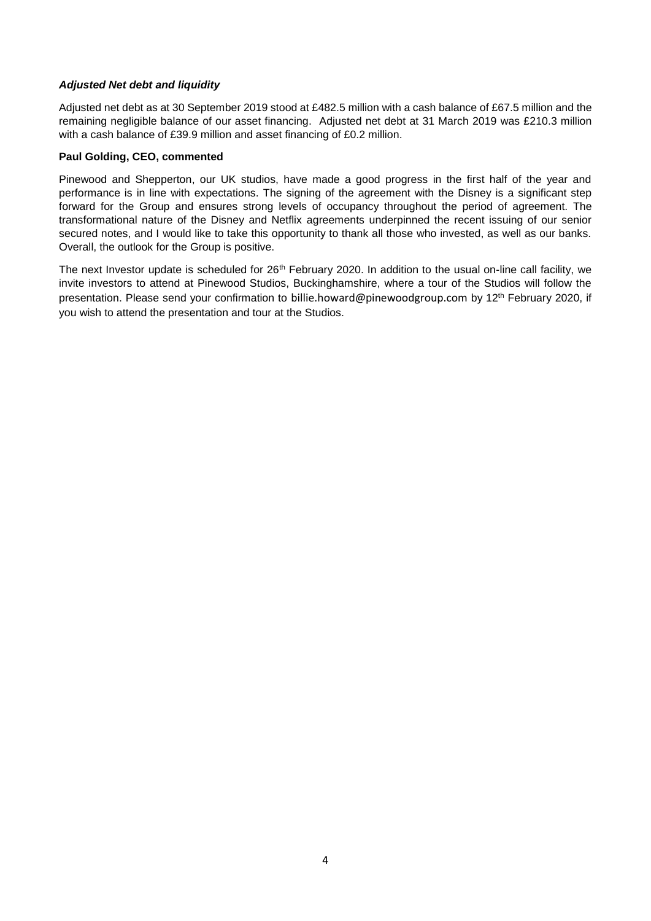***Adjusted Net debt and liquidity***

Adjusted net debt as at 30 September 2019 stood at £482.5 million with a cash balance of £67.5 million and the remaining negligible balance of our asset financing. Adjusted net debt at 31 March 2019 was £210.3 million with a cash balance of £39.9 million and asset financing of £0.2 million.

**Paul Golding, CEO, commented**

Pinewood and Shepperton, our UK studios, have made a good progress in the first half of the year and performance is in line with expectations. The signing of the agreement with the Disney is a significant step forward for the Group and ensures strong levels of occupancy throughout the period of agreement. The transformational nature of the Disney and Netflix agreements underpinned the recent issuing of our senior secured notes, and I would like to take this opportunity to thank all those who invested, as well as our banks. Overall, the outlook for the Group is positive.

The next Investor update is scheduled for 26th February 2020. In addition to the usual on-line call facility, we invite investors to attend at Pinewood Studios, Buckinghamshire, where a tour of the Studios will follow the presentation. Please send your confirmation to billie.howard@pinewoodgroup.com by 12th February 2020, if you wish to attend the presentation and tour at the Studios.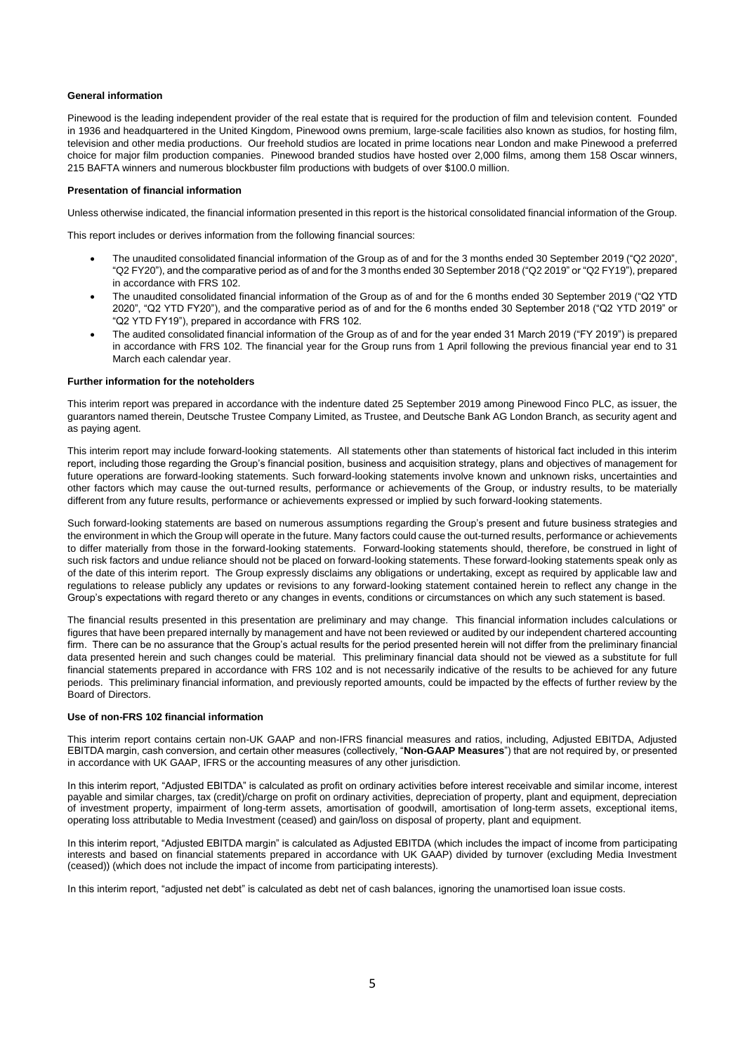**General information**

Pinewood is the leading independent provider of the real estate that is required for the production of film and television content. Founded in 1936 and headquartered in the United Kingdom, Pinewood owns premium, large-scale facilities also known as studios, for hosting film, television and other media productions. Our freehold studios are located in prime locations near London and make Pinewood a preferred choice for major film production companies. Pinewood branded studios have hosted over 2,000 films, among them 158 Oscar winners, 215 BAFTA winners and numerous blockbuster film productions with budgets of over $100.0 million.

**Presentation of financial information**

Unless otherwise indicated, the financial information presented in this report is the historical consolidated financial information of the Group.

This report includes or derives information from the following financial sources:

- The unaudited consolidated financial information of the Group as of and for the 3 months ended 30 September 2019 ("Q2 2020", "Q2 FY20"), and the comparative period as of and for the 3 months ended 30 September 2018 ("Q2 2019" or "Q2 FY19"), prepared in accordance with FRS 102.
- The unaudited consolidated financial information of the Group as of and for the 6 months ended 30 September 2019 ("Q2 YTD 2020", "Q2 YTD FY20"), and the comparative period as of and for the 6 months ended 30 September 2018 ("Q2 YTD 2019" or "Q2 YTD FY19"), prepared in accordance with FRS 102.
- The audited consolidated financial information of the Group as of and for the year ended 31 March 2019 ("FY 2019") is prepared in accordance with FRS 102. The financial year for the Group runs from 1 April following the previous financial year end to 31 March each calendar year.

**Further information for the noteholders**

This interim report was prepared in accordance with the indenture dated 25 September 2019 among Pinewood Finco PLC, as issuer, the guarantors named therein, Deutsche Trustee Company Limited, as Trustee, and Deutsche Bank AG London Branch, as security agent and as paying agent.

This interim report may include forward-looking statements. All statements other than statements of historical fact included in this interim report, including those regarding the Group's financial position, business and acquisition strategy, plans and objectives of management for future operations are forward-looking statements. Such forward-looking statements involve known and unknown risks, uncertainties and other factors which may cause the out-turned results, performance or achievements of the Group, or industry results, to be materially different from any future results, performance or achievements expressed or implied by such forward-looking statements.

Such forward-looking statements are based on numerous assumptions regarding the Group's present and future business strategies and the environment in which the Group will operate in the future. Many factors could cause the out-turned results, performance or achievements to differ materially from those in the forward-looking statements. Forward-looking statements should, therefore, be construed in light of such risk factors and undue reliance should not be placed on forward-looking statements. These forward-looking statements speak only as of the date of this interim report. The Group expressly disclaims any obligations or undertaking, except as required by applicable law and regulations to release publicly any updates or revisions to any forward-looking statement contained herein to reflect any change in the Group's expectations with regard thereto or any changes in events, conditions or circumstances on which any such statement is based.

The financial results presented in this presentation are preliminary and may change. This financial information includes calculations or figures that have been prepared internally by management and have not been reviewed or audited by our independent chartered accounting firm. There can be no assurance that the Group's actual results for the period presented herein will not differ from the preliminary financial data presented herein and such changes could be material. This preliminary financial data should not be viewed as a substitute for full financial statements prepared in accordance with FRS 102 and is not necessarily indicative of the results to be achieved for any future periods. This preliminary financial information, and previously reported amounts, could be impacted by the effects of further review by the Board of Directors.

**Use of non-FRS 102 financial information**

This interim report contains certain non-UK GAAP and non-IFRS financial measures and ratios, including, Adjusted EBITDA, Adjusted EBITDA margin, cash conversion, and certain other measures (collectively, "**Non-GAAP Measures**") that are not required by, or presented in accordance with UK GAAP, IFRS or the accounting measures of any other jurisdiction.

In this interim report, "Adjusted EBITDA" is calculated as profit on ordinary activities before interest receivable and similar income, interest payable and similar charges, tax (credit)/charge on profit on ordinary activities, depreciation of property, plant and equipment, depreciation of investment property, impairment of long-term assets, amortisation of goodwill, amortisation of long-term assets, exceptional items, operating loss attributable to Media Investment (ceased) and gain/loss on disposal of property, plant and equipment.

In this interim report, "Adjusted EBITDA margin" is calculated as Adjusted EBITDA (which includes the impact of income from participating interests and based on financial statements prepared in accordance with UK GAAP) divided by turnover (excluding Media Investment (ceased)) (which does not include the impact of income from participating interests).

In this interim report, "adjusted net debt" is calculated as debt net of cash balances, ignoring the unamortised loan issue costs.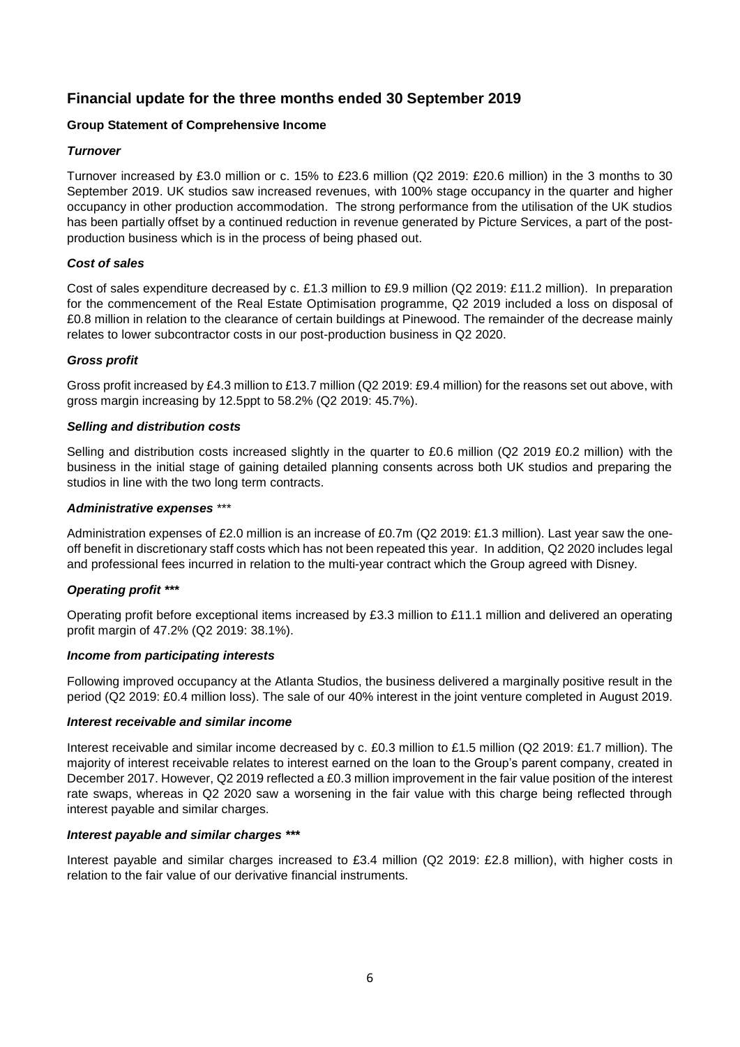## Financial update for the three months ended 30 September 2019

### Group Statement of Comprehensive Income

***Turnover***

Turnover increased by £3.0 million or c. 15% to £23.6 million (Q2 2019: £20.6 million) in the 3 months to 30 September 2019. UK studios saw increased revenues, with 100% stage occupancy in the quarter and higher occupancy in other production accommodation. The strong performance from the utilisation of the UK studios has been partially offset by a continued reduction in revenue generated by Picture Services, a part of the post-production business which is in the process of being phased out.

***Cost of sales***

Cost of sales expenditure decreased by c. £1.3 million to £9.9 million (Q2 2019: £11.2 million). In preparation for the commencement of the Real Estate Optimisation programme, Q2 2019 included a loss on disposal of £0.8 million in relation to the clearance of certain buildings at Pinewood. The remainder of the decrease mainly relates to lower subcontractor costs in our post-production business in Q2 2020.

***Gross profit***

Gross profit increased by £4.3 million to £13.7 million (Q2 2019: £9.4 million) for the reasons set out above, with gross margin increasing by 12.5ppt to 58.2% (Q2 2019: 45.7%).

***Selling and distribution costs***

Selling and distribution costs increased slightly in the quarter to £0.6 million (Q2 2019 £0.2 million) with the business in the initial stage of gaining detailed planning consents across both UK studios and preparing the studios in line with the two long term contracts.

***Administrative expenses** \*\*\**

Administration expenses of £2.0 million is an increase of £0.7m (Q2 2019: £1.3 million). Last year saw the one-off benefit in discretionary staff costs which has not been repeated this year. In addition, Q2 2020 includes legal and professional fees incurred in relation to the multi-year contract which the Group agreed with Disney.

***Operating profit \*\*\****

Operating profit before exceptional items increased by £3.3 million to £11.1 million and delivered an operating profit margin of 47.2% (Q2 2019: 38.1%).

***Income from participating interests***

Following improved occupancy at the Atlanta Studios, the business delivered a marginally positive result in the period (Q2 2019: £0.4 million loss). The sale of our 40% interest in the joint venture completed in August 2019.

***Interest receivable and similar income***

Interest receivable and similar income decreased by c. £0.3 million to £1.5 million (Q2 2019: £1.7 million). The majority of interest receivable relates to interest earned on the loan to the Group's parent company, created in December 2017. However, Q2 2019 reflected a £0.3 million improvement in the fair value position of the interest rate swaps, whereas in Q2 2020 saw a worsening in the fair value with this charge being reflected through interest payable and similar charges.

***Interest payable and similar charges \*\*\****

Interest payable and similar charges increased to £3.4 million (Q2 2019: £2.8 million), with higher costs in relation to the fair value of our derivative financial instruments.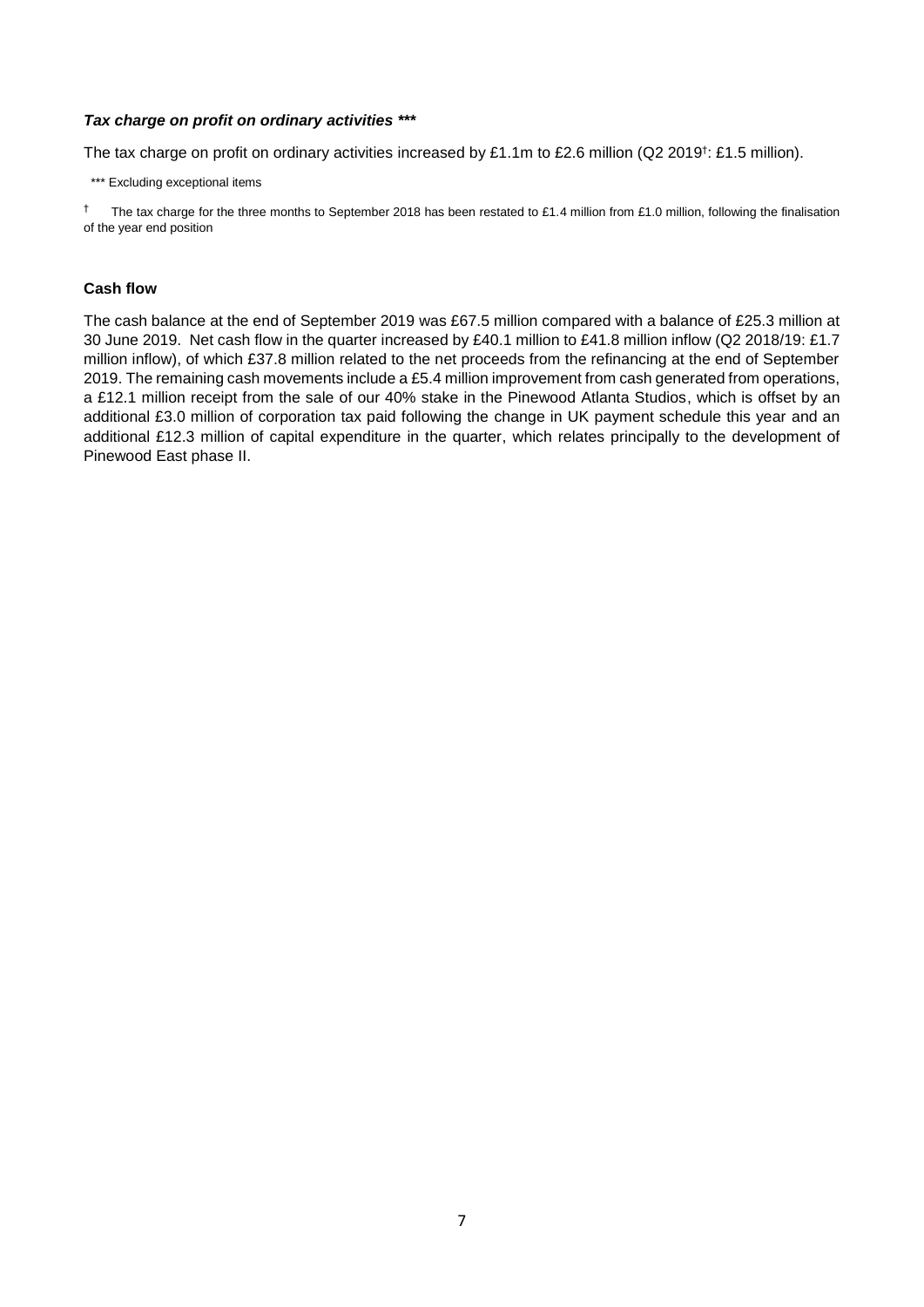***Tax charge on profit on ordinary activities \*\*\****

The tax charge on profit on ordinary activities increased by £1.1m to £2.6 million (Q2 2019†: £1.5 million).

*** Excluding exceptional items

† The tax charge for the three months to September 2018 has been restated to £1.4 million from £1.0 million, following the finalisation of the year end position

**Cash flow**

The cash balance at the end of September 2019 was £67.5 million compared with a balance of £25.3 million at 30 June 2019. Net cash flow in the quarter increased by £40.1 million to £41.8 million inflow (Q2 2018/19: £1.7 million inflow), of which £37.8 million related to the net proceeds from the refinancing at the end of September 2019. The remaining cash movements include a £5.4 million improvement from cash generated from operations, a £12.1 million receipt from the sale of our 40% stake in the Pinewood Atlanta Studios, which is offset by an additional £3.0 million of corporation tax paid following the change in UK payment schedule this year and an additional £12.3 million of capital expenditure in the quarter, which relates principally to the development of Pinewood East phase II.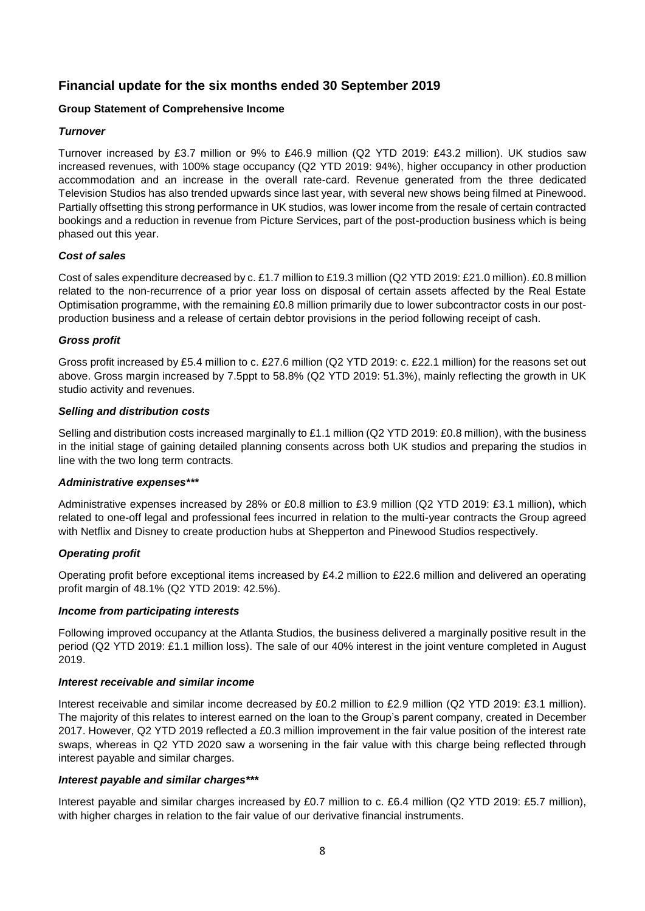## Financial update for the six months ended 30 September 2019

### Group Statement of Comprehensive Income

#### *Turnover*

Turnover increased by £3.7 million or 9% to £46.9 million (Q2 YTD 2019: £43.2 million). UK studios saw increased revenues, with 100% stage occupancy (Q2 YTD 2019: 94%), higher occupancy in other production accommodation and an increase in the overall rate-card. Revenue generated from the three dedicated Television Studios has also trended upwards since last year, with several new shows being filmed at Pinewood. Partially offsetting this strong performance in UK studios, was lower income from the resale of certain contracted bookings and a reduction in revenue from Picture Services, part of the post-production business which is being phased out this year.

#### *Cost of sales*

Cost of sales expenditure decreased by c. £1.7 million to £19.3 million (Q2 YTD 2019: £21.0 million). £0.8 million related to the non-recurrence of a prior year loss on disposal of certain assets affected by the Real Estate Optimisation programme, with the remaining £0.8 million primarily due to lower subcontractor costs in our post-production business and a release of certain debtor provisions in the period following receipt of cash.

#### *Gross profit*

Gross profit increased by £5.4 million to c. £27.6 million (Q2 YTD 2019: c. £22.1 million) for the reasons set out above. Gross margin increased by 7.5ppt to 58.8% (Q2 YTD 2019: 51.3%), mainly reflecting the growth in UK studio activity and revenues.

#### *Selling and distribution costs*

Selling and distribution costs increased marginally to £1.1 million (Q2 YTD 2019: £0.8 million), with the business in the initial stage of gaining detailed planning consents across both UK studios and preparing the studios in line with the two long term contracts.

#### *Administrative expenses****

Administrative expenses increased by 28% or £0.8 million to £3.9 million (Q2 YTD 2019: £3.1 million), which related to one-off legal and professional fees incurred in relation to the multi-year contracts the Group agreed with Netflix and Disney to create production hubs at Shepperton and Pinewood Studios respectively.

#### *Operating profit*

Operating profit before exceptional items increased by £4.2 million to £22.6 million and delivered an operating profit margin of 48.1% (Q2 YTD 2019: 42.5%).

#### *Income from participating interests*

Following improved occupancy at the Atlanta Studios, the business delivered a marginally positive result in the period (Q2 YTD 2019: £1.1 million loss). The sale of our 40% interest in the joint venture completed in August 2019.

#### *Interest receivable and similar income*

Interest receivable and similar income decreased by £0.2 million to £2.9 million (Q2 YTD 2019: £3.1 million). The majority of this relates to interest earned on the loan to the Group's parent company, created in December 2017. However, Q2 YTD 2019 reflected a £0.3 million improvement in the fair value position of the interest rate swaps, whereas in Q2 YTD 2020 saw a worsening in the fair value with this charge being reflected through interest payable and similar charges.

#### *Interest payable and similar charges****

Interest payable and similar charges increased by £0.7 million to c. £6.4 million (Q2 YTD 2019: £5.7 million), with higher charges in relation to the fair value of our derivative financial instruments.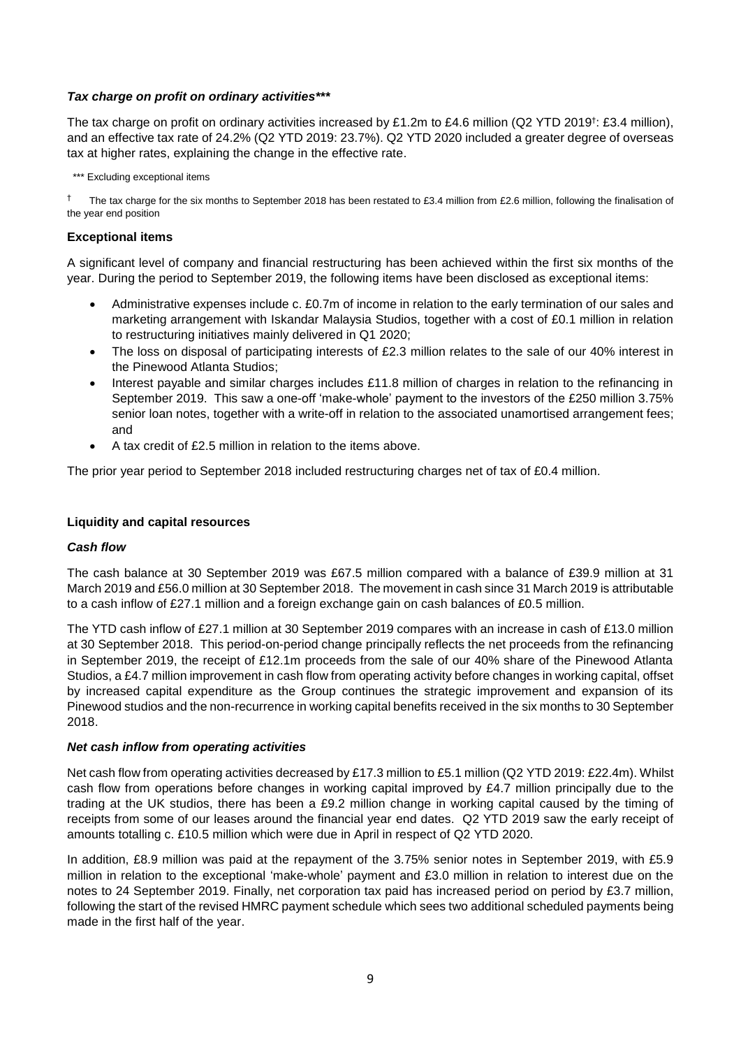### *Tax charge on profit on ordinary activities\*\*\**

The tax charge on profit on ordinary activities increased by £1.2m to £4.6 million (Q2 YTD 2019†: £3.4 million), and an effective tax rate of 24.2% (Q2 YTD 2019: 23.7%). Q2 YTD 2020 included a greater degree of overseas tax at higher rates, explaining the change in the effective rate.

\*\*\* Excluding exceptional items

† The tax charge for the six months to September 2018 has been restated to £3.4 million from £2.6 million, following the finalisation of the year end position

### **Exceptional items**

A significant level of company and financial restructuring has been achieved within the first six months of the year. During the period to September 2019, the following items have been disclosed as exceptional items:

- Administrative expenses include c. £0.7m of income in relation to the early termination of our sales and marketing arrangement with Iskandar Malaysia Studios, together with a cost of £0.1 million in relation to restructuring initiatives mainly delivered in Q1 2020;
- The loss on disposal of participating interests of £2.3 million relates to the sale of our 40% interest in the Pinewood Atlanta Studios;
- Interest payable and similar charges includes £11.8 million of charges in relation to the refinancing in September 2019. This saw a one-off 'make-whole' payment to the investors of the £250 million 3.75% senior loan notes, together with a write-off in relation to the associated unamortised arrangement fees; and
- A tax credit of £2.5 million in relation to the items above.

The prior year period to September 2018 included restructuring charges net of tax of £0.4 million.

## **Liquidity and capital resources**

### *Cash flow*

The cash balance at 30 September 2019 was £67.5 million compared with a balance of £39.9 million at 31 March 2019 and £56.0 million at 30 September 2018. The movement in cash since 31 March 2019 is attributable to a cash inflow of £27.1 million and a foreign exchange gain on cash balances of £0.5 million.

The YTD cash inflow of £27.1 million at 30 September 2019 compares with an increase in cash of £13.0 million at 30 September 2018. This period-on-period change principally reflects the net proceeds from the refinancing in September 2019, the receipt of £12.1m proceeds from the sale of our 40% share of the Pinewood Atlanta Studios, a £4.7 million improvement in cash flow from operating activity before changes in working capital, offset by increased capital expenditure as the Group continues the strategic improvement and expansion of its Pinewood studios and the non-recurrence in working capital benefits received in the six months to 30 September 2018.

### *Net cash inflow from operating activities*

Net cash flow from operating activities decreased by £17.3 million to £5.1 million (Q2 YTD 2019: £22.4m). Whilst cash flow from operations before changes in working capital improved by £4.7 million principally due to the trading at the UK studios, there has been a £9.2 million change in working capital caused by the timing of receipts from some of our leases around the financial year end dates. Q2 YTD 2019 saw the early receipt of amounts totalling c. £10.5 million which were due in April in respect of Q2 YTD 2020.

In addition, £8.9 million was paid at the repayment of the 3.75% senior notes in September 2019, with £5.9 million in relation to the exceptional 'make-whole' payment and £3.0 million in relation to interest due on the notes to 24 September 2019. Finally, net corporation tax paid has increased period on period by £3.7 million, following the start of the revised HMRC payment schedule which sees two additional scheduled payments being made in the first half of the year.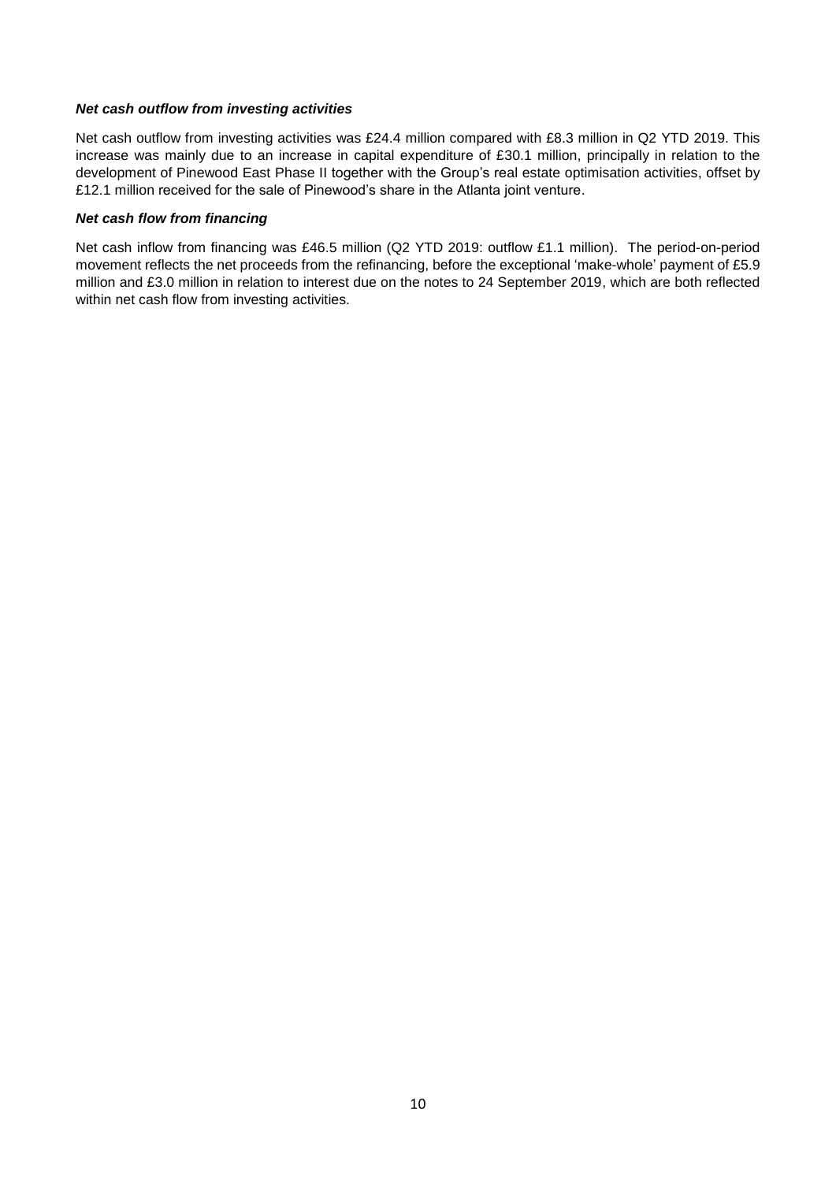***Net cash outflow from investing activities***

Net cash outflow from investing activities was £24.4 million compared with £8.3 million in Q2 YTD 2019. This increase was mainly due to an increase in capital expenditure of £30.1 million, principally in relation to the development of Pinewood East Phase II together with the Group's real estate optimisation activities, offset by £12.1 million received for the sale of Pinewood's share in the Atlanta joint venture.

***Net cash flow from financing***

Net cash inflow from financing was £46.5 million (Q2 YTD 2019: outflow £1.1 million). The period-on-period movement reflects the net proceeds from the refinancing, before the exceptional 'make-whole' payment of £5.9 million and £3.0 million in relation to interest due on the notes to 24 September 2019, which are both reflected within net cash flow from investing activities.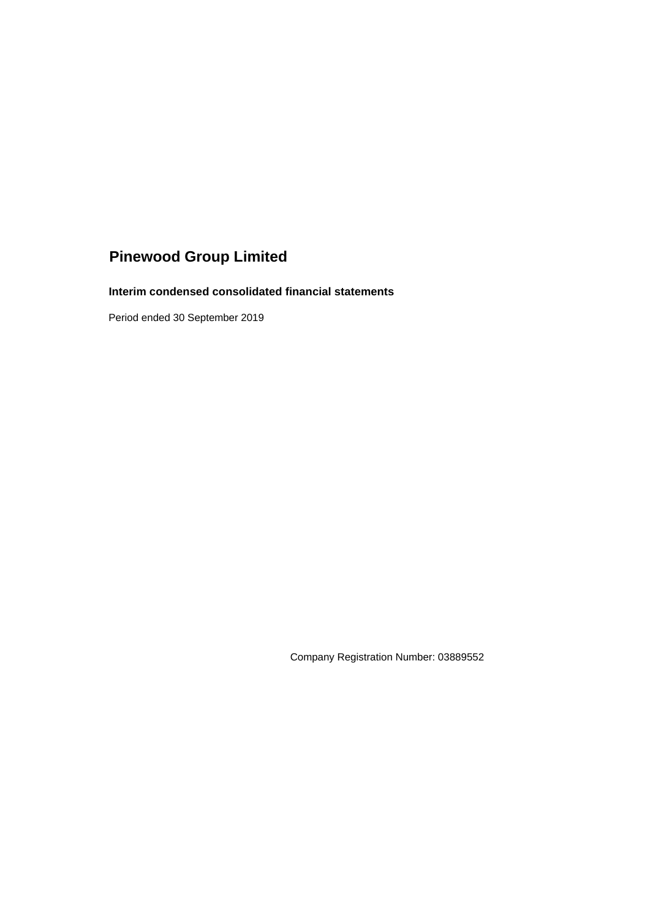# Pinewood Group Limited

## Interim condensed consolidated financial statements

Period ended 30 September 2019

Company Registration Number: 03889552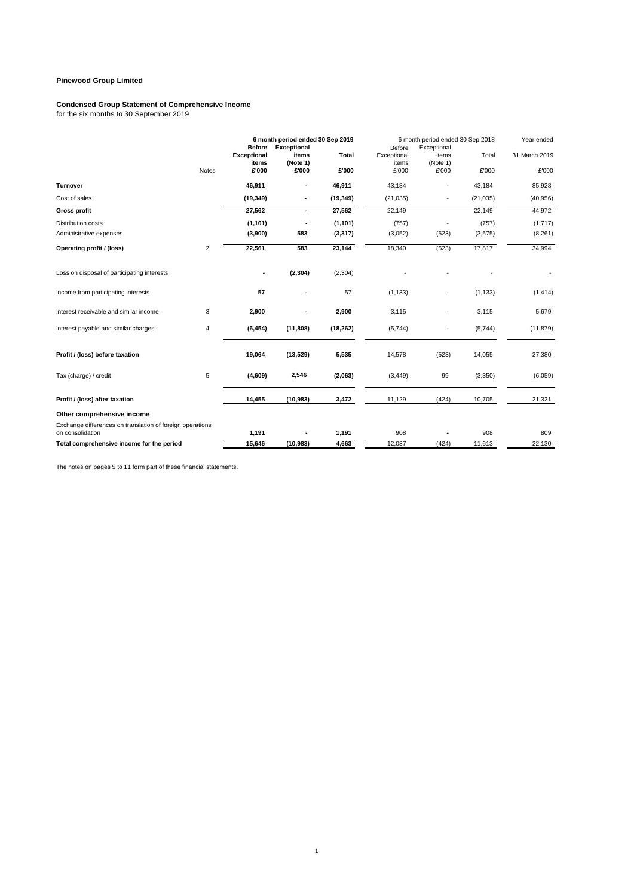# Pinewood Group Limited

## Condensed Group Statement of Comprehensive Income

for the six months to 30 September 2019

| | Notes | 6 month period ended 30 Sep 2019 | | | 6 month period ended 30 Sep 2018 | | | Year ended |
|---|---|---|---|---|---|---|---|---|
| | | **Before Exceptional items** | **Exceptional items (Note 1)** | **Total** | Before Exceptional items | Exceptional items (Note 1) | Total | 31 March 2019 |
| | | **£'000** | **£'000** | **£'000** | £'000 | £'000 | £'000 | £'000 |
| **Turnover** | | **46,911** | **-** | **46,911** | 43,184 | - | 43,184 | 85,928 |
| Cost of sales | | **(19,349)** | **-** | **(19,349)** | (21,035) | - | (21,035) | (40,956) |
| **Gross profit** | | **27,562** | **-** | **27,562** | 22,149 | | 22,149 | 44,972 |
| Distribution costs | | **(1,101)** | **-** | **(1,101)** | (757) | - | (757) | (1,717) |
| Administrative expenses | | **(3,900)** | **583** | **(3,317)** | (3,052) | (523) | (3,575) | (8,261) |
| **Operating profit / (loss)** | 2 | **22,561** | **583** | **23,144** | 18,340 | (523) | 17,817 | 34,994 |
| Loss on disposal of participating interests | | **-** | **(2,304)** | (2,304) | - | - | - | - |
| Income from participating interests | | **57** | **-** | 57 | (1,133) | - | (1,133) | (1,414) |
| Interest receivable and similar income | 3 | **2,900** | **-** | **2,900** | 3,115 | - | 3,115 | 5,679 |
| Interest payable and similar charges | 4 | **(6,454)** | **(11,808)** | **(18,262)** | (5,744) | - | (5,744) | (11,879) |
| **Profit / (loss) before taxation** | | **19,064** | **(13,529)** | **5,535** | 14,578 | (523) | 14,055 | 27,380 |
| Tax (charge) / credit | 5 | **(4,609)** | **2,546** | **(2,063)** | (3,449) | 99 | (3,350) | (6,059) |
| **Profit / (loss) after taxation** | | **14,455** | **(10,983)** | **3,472** | 11,129 | (424) | 10,705 | 21,321 |
| **Other comprehensive income** | | | | | | | | |
| Exchange differences on translation of foreign operations on consolidation | | **1,191** | **-** | **1,191** | 908 | **-** | 908 | 809 |
| **Total comprehensive income for the period** | | **15,646** | **(10,983)** | **4,663** | 12,037 | (424) | 11,613 | 22,130 |

The notes on pages 5 to 11 form part of these financial statements.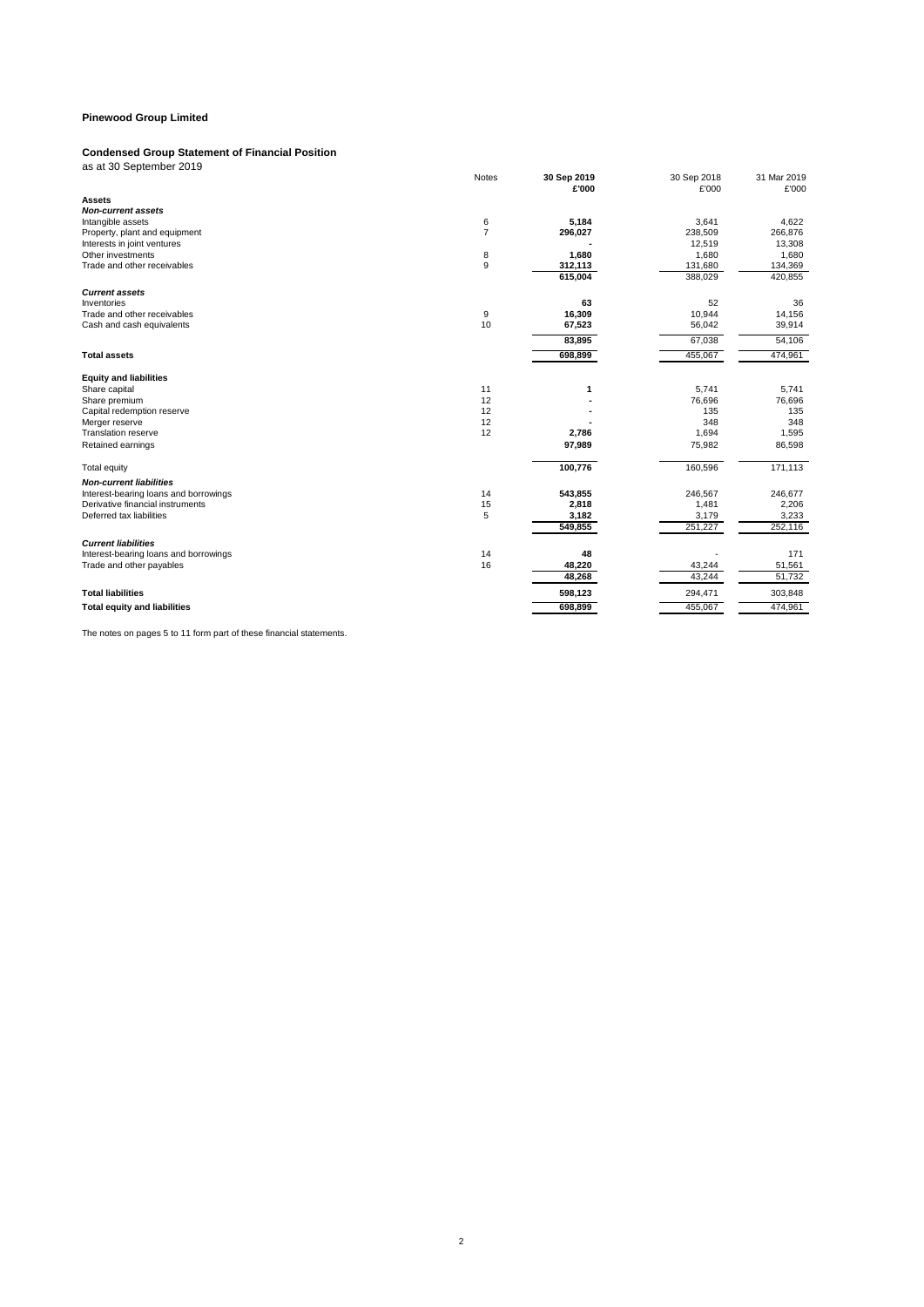# Pinewood Group Limited

## Condensed Group Statement of Financial Position

as at 30 September 2019

| | Notes | 30 Sep 2019 £'000 | 30 Sep 2018 £'000 | 31 Mar 2019 £'000 |
|---|---|---|---|---|
| **Assets** | | | | |
| ***Non-current assets*** | | | | |
| Intangible assets | 6 | **5,184** | 3,641 | 4,622 |
| Property, plant and equipment | 7 | **296,027** | 238,509 | 266,876 |
| Interests in joint ventures | | **-** | 12,519 | 13,308 |
| Other investments | 8 | **1,680** | 1,680 | 1,680 |
| Trade and other receivables | 9 | **312,113** | 131,680 | 134,369 |
| | | **615,004** | 388,029 | 420,855 |
| ***Current assets*** | | | | |
| Inventories | | **63** | 52 | 36 |
| Trade and other receivables | 9 | **16,309** | 10,944 | 14,156 |
| Cash and cash equivalents | 10 | **67,523** | 56,042 | 39,914 |
| | | **83,895** | 67,038 | 54,106 |
| **Total assets** | | **698,899** | 455,067 | 474,961 |
| **Equity and liabilities** | | | | |
| Share capital | 11 | **1** | 5,741 | 5,741 |
| Share premium | 12 | **-** | 76,696 | 76,696 |
| Capital redemption reserve | 12 | **-** | 135 | 135 |
| Merger reserve | 12 | **-** | 348 | 348 |
| Translation reserve | 12 | **2,786** | 1,694 | 1,595 |
| Retained earnings | | **97,989** | 75,982 | 86,598 |
| Total equity | | **100,776** | 160,596 | 171,113 |
| ***Non-current liabilities*** | | | | |
| Interest-bearing loans and borrowings | 14 | **543,855** | 246,567 | 246,677 |
| Derivative financial instruments | 15 | **2,818** | 1,481 | 2,206 |
| Deferred tax liabilities | 5 | **3,182** | 3,179 | 3,233 |
| | | **549,855** | 251,227 | 252,116 |
| ***Current liabilities*** | | | | |
| Interest-bearing loans and borrowings | 14 | **48** | - | 171 |
| Trade and other payables | 16 | **48,220** | 43,244 | 51,561 |
| | | **48,268** | 43,244 | 51,732 |
| **Total liabilities** | | **598,123** | 294,471 | 303,848 |
| **Total equity and liabilities** | | **698,899** | 455,067 | 474,961 |

The notes on pages 5 to 11 form part of these financial statements.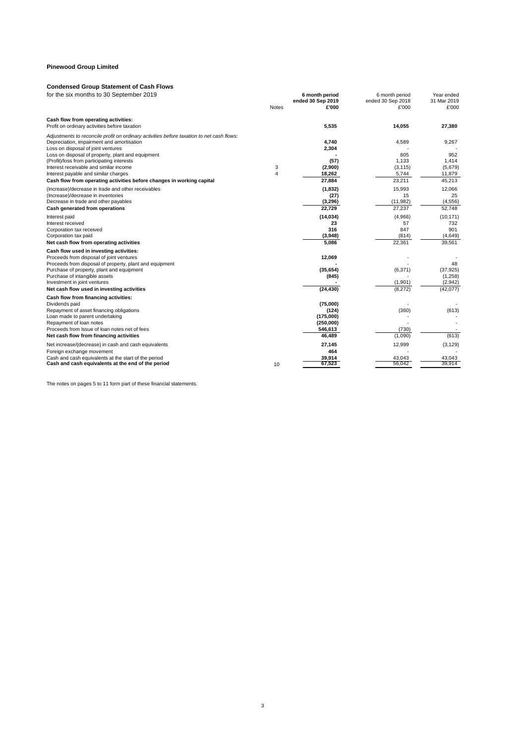**Pinewood Group Limited**

**Condensed Group Statement of Cash Flows**

for the six months to 30 September 2019

| | Notes | **6 month period ended 30 Sep 2019 £'000** | 6 month period ended 30 Sep 2018 £'000 | Year ended 31 Mar 2019 £'000 |
|---|---|---|---|---|
| **Cash flow from operating activities:** | | | | |
| Profit on ordinary activities before taxation | | **5,535** | **14,055** | **27,380** |
| *Adjustments to reconcile profit on ordinary activities before taxation to net cash flows:* | | | | |
| Depreciation, impairment and amortisation | | **4,740** | 4,589 | 9,267 |
| Loss on disposal of joint ventures | | **2,304** | - | - |
| Loss on disposal of property, plant and equipment | | **-** | 805 | 952 |
| (Profit)/loss from participating interests | | **(57)** | 1,133 | 1,414 |
| Interest receivable and similar income | 3 | **(2,900)** | (3,115) | (5,679) |
| Interest payable and similar charges | 4 | **18,262** | 5,744 | 11,879 |
| **Cash flow from operating activities before changes in working capital** | | **27,884** | 23,211 | 45,213 |
| (Increase)/decrease in trade and other receivables | | **(1,832)** | 15,993 | 12,066 |
| (Increase)/decrease in inventories | | **(27)** | 15 | 25 |
| Decrease in trade and other payables | | **(3,296)** | (11,982) | (4,556) |
| **Cash generated from operations** | | **22,729** | 27,237 | 52,748 |
| Interest paid | | **(14,034)** | (4,966) | (10,171) |
| Interest received | | **23** | 57 | 732 |
| Corporation tax received | | **316** | 847 | 901 |
| Corporation tax paid | | **(3,948)** | (814) | (4,649) |
| **Net cash flow from operating activities** | | **5,086** | 22,361 | 39,561 |
| **Cash flow used in investing activities:** | | | | |
| Proceeds from disposal of joint ventures | | **12,069** | - | - |
| Proceeds from disposal of property, plant and equipment | | **-** | - | 48 |
| Purchase of property, plant and equipment | | **(35,654)** | (6,371) | (37,925) |
| Purchase of intangible assets | | **(845)** | - | (1,258) |
| Investment in joint ventures | | **-** | (1,901) | (2,942) |
| **Net cash flow used in investing activities** | | **(24,430)** | (8,272) | (42,077) |
| **Cash flow from financing activities:** | | | | |
| Dividends paid | | **(75,000)** | - | - |
| Repayment of asset financing obligations | | **(124)** | (360) | (613) |
| Loan made to parent undertaking | | **(175,000)** | - | - |
| Repayment of loan notes | | **(250,000)** | - | - |
| Proceeds from Issue of loan notes net of fees | | **546,613** | (730) | - |
| **Net cash flow from financing activities** | | **46,489** | (1,090) | (613) |
| Net increase/(decrease) in cash and cash equivalents | | **27,145** | 12,999 | (3,129) |
| Foreign exchange movement | | **464** | - | - |
| Cash and cash equivalents at the start of the period | | **39,914** | 43,043 | 43,043 |
| **Cash and cash equivalents at the end of the period** | 10 | **67,523** | 56,042 | 39,914 |

The notes on pages 5 to 11 form part of these financial statements.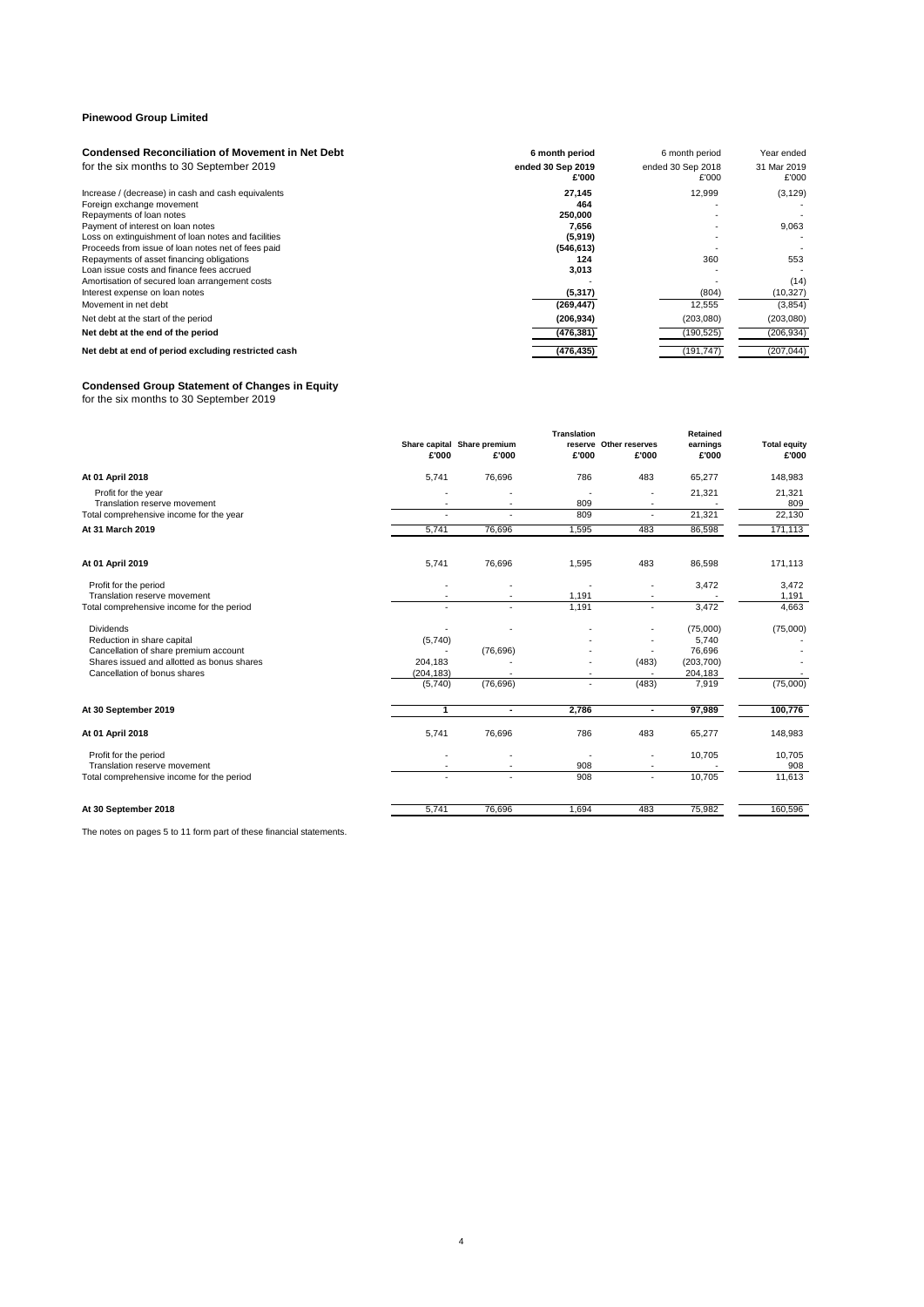**Pinewood Group Limited**

## Condensed Reconciliation of Movement in Net Debt

for the six months to 30 September 2019

| | **6 month period ended 30 Sep 2019 £'000** | 6 month period ended 30 Sep 2018 £'000 | Year ended 31 Mar 2019 £'000 |
|---|---|---|---|
| Increase / (decrease) in cash and cash equivalents | **27,145** | 12,999 | (3,129) |
| Foreign exchange movement | **464** | - | - |
| Repayments of loan notes | **250,000** | - | - |
| Payment of interest on loan notes | **7,656** | - | 9,063 |
| Loss on extinguishment of loan notes and facilities | **(5,919)** | - | - |
| Proceeds from issue of loan notes net of fees paid | **(546,613)** | - | - |
| Repayments of asset financing obligations | **124** | 360 | 553 |
| Loan issue costs and finance fees accrued | **3,013** | - | - |
| Amortisation of secured loan arrangement costs | - | - | (14) |
| Interest expense on loan notes | **(5,317)** | (804) | (10,327) |
| Movement in net debt | **(269,447)** | 12,555 | (3,854) |
| Net debt at the start of the period | **(206,934)** | (203,080) | (203,080) |
| **Net debt at the end of the period** | **(476,381)** | (190,525) | (206,934) |
| **Net debt at end of period excluding restricted cash** | **(476,435)** | (191,747) | (207,044) |

## Condensed Group Statement of Changes in Equity

for the six months to 30 September 2019

| | **Share capital £'000** | **Share premium £'000** | **Translation reserve £'000** | **Other reserves £'000** | **Retained earnings £'000** | **Total equity £'000** |
|---|---|---|---|---|---|---|
| **At 01 April 2018** | 5,741 | 76,696 | 786 | 483 | 65,277 | 148,983 |
| Profit for the year | - | - | - | - | 21,321 | 21,321 |
| Translation reserve movement | - | - | 809 | - | - | 809 |
| Total comprehensive income for the year | - | - | 809 | - | 21,321 | 22,130 |
| **At 31 March 2019** | 5,741 | 76,696 | 1,595 | 483 | 86,598 | 171,113 |
| | | | | | | |
| **At 01 April 2019** | 5,741 | 76,696 | 1,595 | 483 | 86,598 | 171,113 |
| Profit for the period | - | - | - | - | 3,472 | 3,472 |
| Translation reserve movement | - | - | 1,191 | - | - | 1,191 |
| Total comprehensive income for the period | - | - | 1,191 | - | 3,472 | 4,663 |
| Dividends | - | - | - | - | (75,000) | (75,000) |
| Reduction in share capital | (5,740) | | - | - | 5,740 | - |
| Cancellation of share premium account | - | (76,696) | - | - | 76,696 | - |
| Shares issued and allotted as bonus shares | 204,183 | - | - | (483) | (203,700) | - |
| Cancellation of bonus shares | (204,183) | - | - | - | 204,183 | - |
| | (5,740) | (76,696) | - | (483) | 7,919 | (75,000) |
| **At 30 September 2019** | **1** | **-** | **2,786** | **-** | **97,989** | **100,776** |
| | | | | | | |
| **At 01 April 2018** | 5,741 | 76,696 | 786 | 483 | 65,277 | 148,983 |
| Profit for the period | - | - | - | - | 10,705 | 10,705 |
| Translation reserve movement | - | - | 908 | - | - | 908 |
| Total comprehensive income for the period | - | - | 908 | - | 10,705 | 11,613 |
| **At 30 September 2018** | 5,741 | 76,696 | 1,694 | 483 | 75,982 | 160,596 |

The notes on pages 5 to 11 form part of these financial statements.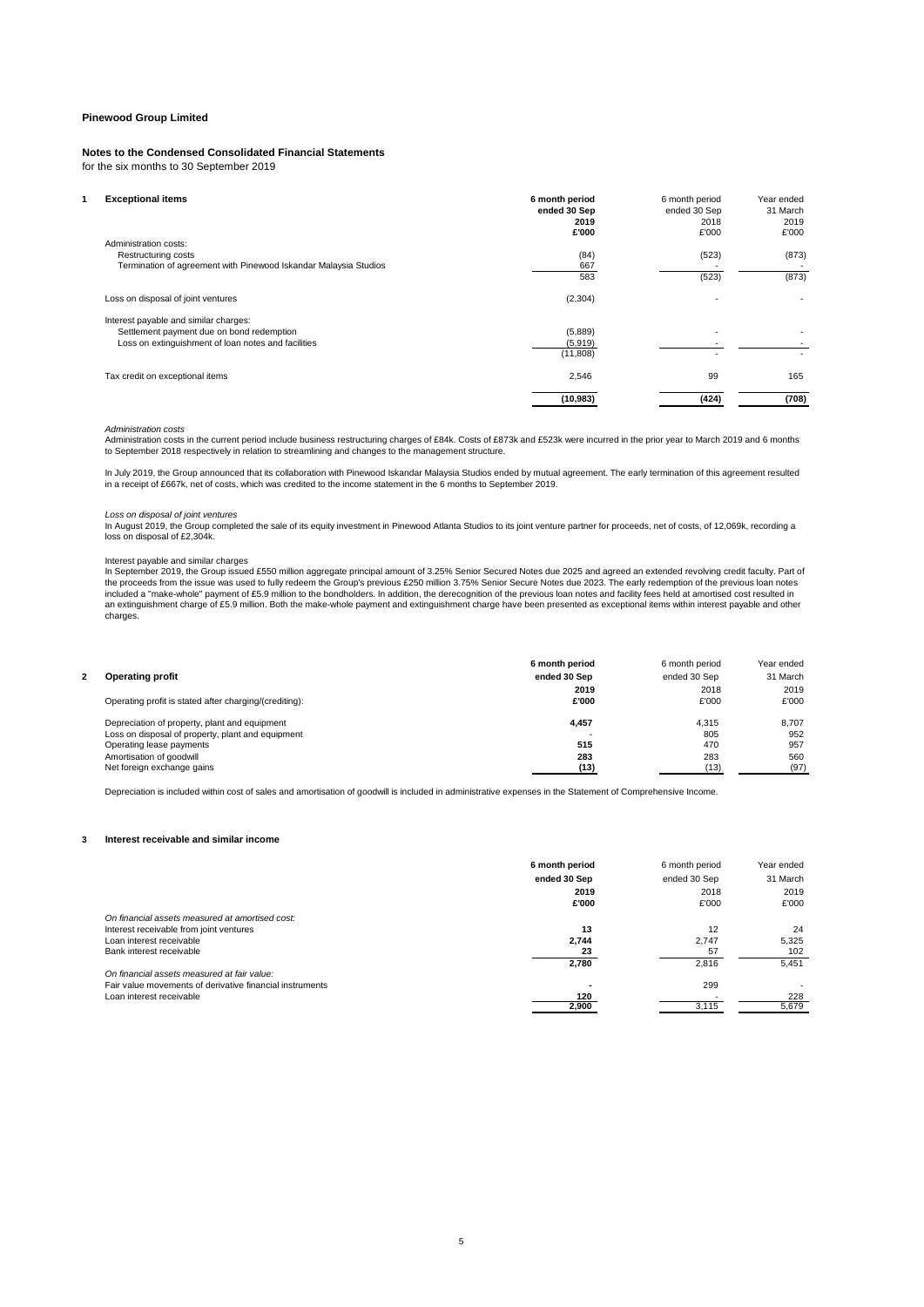**Pinewood Group Limited**

**Notes to the Condensed Consolidated Financial Statements**

for the six months to 30 September 2019

**1 Exceptional items**

| | 6 month period ended 30 Sep 2019 £'000 | 6 month period ended 30 Sep 2018 £'000 | Year ended 31 March 2019 £'000 |
|---|---|---|---|
| Administration costs: | | | |
| Restructuring costs | (84) | (523) | (873) |
| Termination of agreement with Pinewood Iskandar Malaysia Studios | 667 | - | - |
| | 583 | (523) | (873) |
| Loss on disposal of joint ventures | (2,304) | - | - |
| Interest payable and similar charges: | | | |
| Settlement payment due on bond redemption | (5,889) | - | - |
| Loss on extinguishment of loan notes and facilities | (5,919) | - | - |
| | (11,808) | - | - |
| Tax credit on exceptional items | 2,546 | 99 | 165 |
| | **(10,983)** | (424) | (708) |

*Administration costs*

Administration costs in the current period include business restructuring charges of £84k. Costs of £873k and £523k were incurred in the prior year to March 2019 and 6 months to September 2018 respectively in relation to streamlining and changes to the management structure.

In July 2019, the Group announced that its collaboration with Pinewood Iskandar Malaysia Studios ended by mutual agreement. The early termination of this agreement resulted in a receipt of £667k, net of costs, which was credited to the income statement in the 6 months to September 2019.

*Loss on disposal of joint ventures*

In August 2019, the Group completed the sale of its equity investment in Pinewood Atlanta Studios to its joint venture partner for proceeds, net of costs, of 12,069k, recording a loss on disposal of £2,304k.

Interest payable and similar charges

In September 2019, the Group issued £550 million aggregate principal amount of 3.25% Senior Secured Notes due 2025 and agreed an extended revolving credit faculty. Part of the proceeds from the issue was used to fully redeem the Group's previous £250 million 3.75% Senior Secure Notes due 2023. The early redemption of the previous loan notes included a "make-whole" payment of £5.9 million to the bondholders. In addition, the derecognition of the previous loan notes and facility fees held at amortised cost resulted in an extinguishment charge of £5.9 million. Both the make-whole payment and extinguishment charge have been presented as exceptional items within interest payable and other charges.

**2 Operating profit**

| Operating profit is stated after charging/(crediting): | 6 month period ended 30 Sep 2019 £'000 | 6 month period ended 30 Sep 2018 £'000 | Year ended 31 March 2019 £'000 |
|---|---|---|---|
| Depreciation of property, plant and equipment | **4,457** | 4,315 | 8,707 |
| Loss on disposal of property, plant and equipment | - | 805 | 952 |
| Operating lease payments | **515** | 470 | 957 |
| Amortisation of goodwill | **283** | 283 | 560 |
| Net foreign exchange gains | **(13)** | (13) | (97) |

Depreciation is included within cost of sales and amortisation of goodwill is included in administrative expenses in the Statement of Comprehensive Income.

**3 Interest receivable and similar income**

| | 6 month period ended 30 Sep 2019 £'000 | 6 month period ended 30 Sep 2018 £'000 | Year ended 31 March 2019 £'000 |
|---|---|---|---|
| *On financial assets measured at amortised cost:* | | | |
| Interest receivable from joint ventures | **13** | 12 | 24 |
| Loan interest receivable | **2,744** | 2,747 | 5,325 |
| Bank interest receivable | **23** | 57 | 102 |
| | **2,780** | 2,816 | 5,451 |
| *On financial assets measured at fair value:* | | | |
| Fair value movements of derivative financial instruments | - | 299 | - |
| Loan interest receivable | **120** | - | 228 |
| | **2,900** | 3,115 | 5,679 |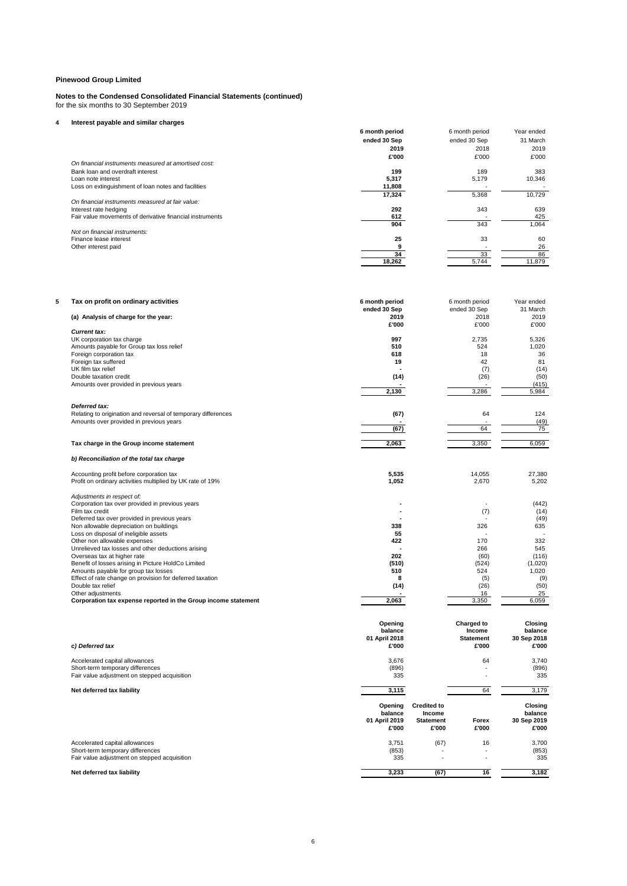**Pinewood Group Limited**

**Notes to the Condensed Consolidated Financial Statements (continued)**
for the six months to 30 September 2019

## 4 Interest payable and similar charges

| | 6 month period ended 30 Sep 2019 £'000 | 6 month period ended 30 Sep 2018 £'000 | Year ended 31 March 2019 £'000 |
|---|---|---|---|
| *On financial instruments measured at amortised cost:* | | | |
| Bank loan and overdraft interest | **199** | 189 | 383 |
| Loan note interest | **5,317** | 5,179 | 10,346 |
| Loss on extinguishment of loan notes and facilities | **11,808** | - | - |
| | **17,324** | 5,368 | 10,729 |
| *On financial instruments measured at fair value:* | | | |
| Interest rate hedging | **292** | 343 | 639 |
| Fair value movements of derivative financial instruments | **612** | - | 425 |
| | **904** | 343 | 1,064 |
| *Not on financial instruments:* | | | |
| Finance lease interest | **25** | 33 | 60 |
| Other interest paid | **9** | - | 26 |
| | **34** | 33 | 86 |
| | **18,262** | 5,744 | 11,879 |

## 5 Tax on profit on ordinary activities

| **(a) Analysis of charge for the year:** | 6 month period ended 30 Sep 2019 £'000 | 6 month period ended 30 Sep 2018 £'000 | Year ended 31 March 2019 £'000 |
|---|---|---|---|
| ***Current tax:*** | | | |
| UK corporation tax charge | **997** | 2,735 | 5,326 |
| Amounts payable for Group tax loss relief | **510** | 524 | 1,020 |
| Foreign corporation tax | **618** | 18 | 36 |
| Foreign tax suffered | **19** | 42 | 81 |
| UK film tax relief | **-** | (7) | (14) |
| Double taxation credit | **(14)** | (26) | (50) |
| Amounts over provided in previous years | **-** | - | (415) |
| | **2,130** | 3,286 | 5,984 |
| ***Deferred tax:*** | | | |
| Relating to origination and reversal of temporary differences | **(67)** | 64 | 124 |
| Amounts over provided in previous years | **-** | - | (49) |
| | **(67)** | 64 | 75 |
| **Tax charge in the Group income statement** | **2,063** | 3,350 | 6,059 |

***b) Reconciliation of the total tax charge***

| | 6 month period ended 30 Sep 2019 £'000 | 6 month period ended 30 Sep 2018 £'000 | Year ended 31 March 2019 £'000 |
|---|---|---|---|
| Accounting profit before corporation tax | **5,535** | 14,055 | 27,380 |
| Profit on ordinary activities multiplied by UK rate of 19% | **1,052** | 2,670 | 5,202 |
| *Adjustments in respect of:* | | | |
| Corporation tax over provided in previous years | **-** | - | (442) |
| Film tax credit | **-** | (7) | (14) |
| Deferred tax over provided in previous years | **-** | - | (49) |
| Non allowable depreciation on buildings | **338** | 326 | 635 |
| Loss on disposal of ineligible assets | **55** | - | - |
| Other non allowable expenses | **422** | 170 | 332 |
| Unrelieved tax losses and other deductions arising | **-** | 266 | 545 |
| Overseas tax at higher rate | **202** | (60) | (116) |
| Benefit of losses arising in Picture HoldCo Limited | **(510)** | (524) | (1,020) |
| Amounts payable for group tax losses | **510** | 524 | 1,020 |
| Effect of rate change on provision for deferred taxation | **8** | (5) | (9) |
| Double tax relief | **(14)** | (26) | (50) |
| Other adjustments | **-** | 16 | 25 |
| **Corporation tax expense reported in the Group income statement** | **2,063** | 3,350 | 6,059 |

***c) Deferred tax***

| | Opening balance 01 April 2018 £'000 | Charged to Income Statement £'000 | Closing balance 30 Sep 2018 £'000 |
|---|---|---|---|
| Accelerated capital allowances | 3,676 | 64 | 3,740 |
| Short-term temporary differences | (896) | - | (896) |
| Fair value adjustment on stepped acquisition | 335 | - | 335 |
| **Net deferred tax liability** | 3,115 | 64 | 3,179 |

| | Opening balance 01 April 2019 £'000 | Credited to Income Statement £'000 | Forex £'000 | Closing balance 30 Sep 2019 £'000 |
|---|---|---|---|---|
| Accelerated capital allowances | 3,751 | (67) | 16 | 3,700 |
| Short-term temporary differences | (853) | - | - | (853) |
| Fair value adjustment on stepped acquisition | 335 | - | - | 335 |
| **Net deferred tax liability** | **3,233** | **(67)** | **16** | **3,182** |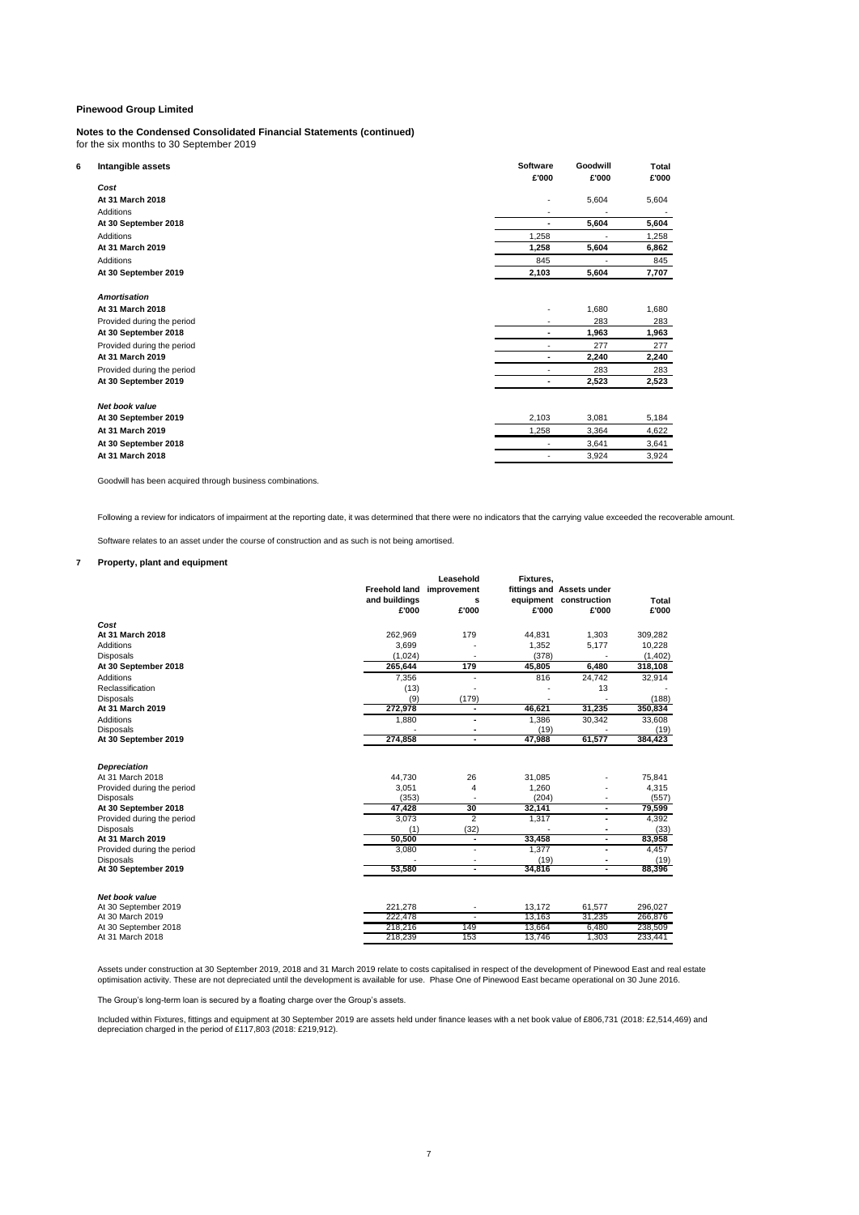**Pinewood Group Limited**

**Notes to the Condensed Consolidated Financial Statements (continued)**
for the six months to 30 September 2019

## 6 Intangible assets

| | Software | Goodwill | Total |
|---|---|---|---|
| | £'000 | £'000 | £'000 |
| ***Cost*** | | | |
| **At 31 March 2018** | - | 5,604 | 5,604 |
| Additions | - | - | - |
| **At 30 September 2018** | **-** | **5,604** | **5,604** |
| Additions | 1,258 | - | 1,258 |
| **At 31 March 2019** | **1,258** | **5,604** | **6,862** |
| Additions | 845 | - | 845 |
| **At 30 September 2019** | **2,103** | **5,604** | **7,707** |
| ***Amortisation*** | | | |
| **At 31 March 2018** | - | 1,680 | 1,680 |
| Provided during the period | - | 283 | 283 |
| **At 30 September 2018** | **-** | **1,963** | **1,963** |
| Provided during the period | - | 277 | 277 |
| **At 31 March 2019** | **-** | **2,240** | **2,240** |
| Provided during the period | - | 283 | 283 |
| **At 30 September 2019** | **-** | **2,523** | **2,523** |
| ***Net book value*** | | | |
| **At 30 September 2019** | 2,103 | 3,081 | 5,184 |
| **At 31 March 2019** | 1,258 | 3,364 | 4,622 |
| **At 30 September 2018** | - | 3,641 | 3,641 |
| **At 31 March 2018** | - | 3,924 | 3,924 |

Goodwill has been acquired through business combinations.

Following a review for indicators of impairment at the reporting date, it was determined that there were no indicators that the carrying value exceeded the recoverable amount.

Software relates to an asset under the course of construction and as such is not being amortised.

## 7 Property, plant and equipment

| | Freehold land and buildings | Leasehold improvements | Fixtures, fittings and equipment | Assets under construction | Total |
|---|---|---|---|---|---|
| | £'000 | £'000 | £'000 | £'000 | £'000 |
| ***Cost*** | | | | | |
| **At 31 March 2018** | 262,969 | 179 | 44,831 | 1,303 | 309,282 |
| Additions | 3,699 | - | 1,352 | 5,177 | 10,228 |
| Disposals | (1,024) | - | (378) | - | (1,402) |
| **At 30 September 2018** | **265,644** | **179** | **45,805** | **6,480** | **318,108** |
| Additions | 7,356 | - | 816 | 24,742 | 32,914 |
| Reclassification | (13) | - | - | 13 | - |
| Disposals | (9) | (179) | - | - | (188) |
| **At 31 March 2019** | **272,978** | **-** | **46,621** | **31,235** | **350,834** |
| Additions | 1,880 | - | 1,386 | 30,342 | 33,608 |
| Disposals | - | - | (19) | - | (19) |
| **At 30 September 2019** | **274,858** | **-** | **47,988** | **61,577** | **384,423** |
| ***Depreciation*** | | | | | |
| At 31 March 2018 | 44,730 | 26 | 31,085 | - | 75,841 |
| Provided during the period | 3,051 | 4 | 1,260 | - | 4,315 |
| Disposals | (353) | - | (204) | - | (557) |
| **At 30 September 2018** | **47,428** | **30** | **32,141** | **-** | **79,599** |
| Provided during the period | 3,073 | 2 | 1,317 | - | 4,392 |
| Disposals | (1) | (32) | - | - | (33) |
| **At 31 March 2019** | **50,500** | **-** | **33,458** | **-** | **83,958** |
| Provided during the period | 3,080 | - | 1,377 | - | 4,457 |
| Disposals | - | - | (19) | - | (19) |
| **At 30 September 2019** | **53,580** | **-** | **34,816** | **-** | **88,396** |
| ***Net book value*** | | | | | |
| At 30 September 2019 | 221,278 | - | 13,172 | 61,577 | 296,027 |
| At 30 March 2019 | 222,478 | - | 13,163 | 31,235 | 266,876 |
| At 30 September 2018 | 218,216 | 149 | 13,664 | 6,480 | 238,509 |
| At 31 March 2018 | 218,239 | 153 | 13,746 | 1,303 | 233,441 |

Assets under construction at 30 September 2019, 2018 and 31 March 2019 relate to costs capitalised in respect of the development of Pinewood East and real estate optimisation activity. These are not depreciated until the development is available for use. Phase One of Pinewood East became operational on 30 June 2016.

The Group's long-term loan is secured by a floating charge over the Group's assets.

Included within Fixtures, fittings and equipment at 30 September 2019 are assets held under finance leases with a net book value of £806,731 (2018: £2,514,469) and depreciation charged in the period of £117,803 (2018: £219,912).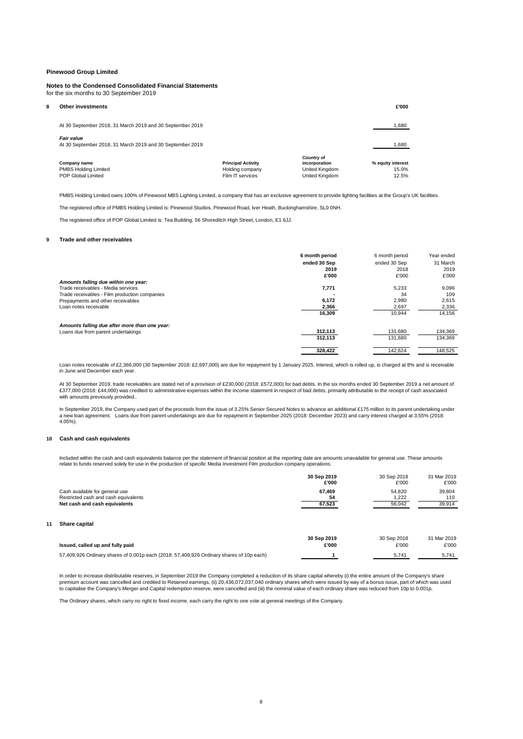**Pinewood Group Limited**

**Notes to the Condensed Consolidated Financial Statements**
for the six months to 30 September 2019

## 8 Other investments

| | £'000 |
|---|---|
| At 30 September 2018, 31 March 2019 and 30 September 2019 | 1,680 |
| ***Fair value*** | |
| At 30 September 2018, 31 March 2019 and 30 September 2019 | 1,680 |

| Company name | Principal Activity | Country of incorporation | % equity interest |
|---|---|---|---|
| PMBS Holding Limited | Holding company | United Kingdom | 15.0% |
| POP Global Limited | Film IT services | United Kingdom | 12.5% |

PMBS Holding Limited owns 100% of Pinewood MBS Lighting Limited, a company that has an exclusive agreement to provide lighting facilities at the Group's UK facilities.

The registered office of PMBS Holding Limited is: Pinewood Studios, Pinewood Road, Iver Heath, Buckinghamshire, SL0 0NH.

The registered office of POP Global Limited is: Tea Building, 56 Shoreditch High Street, London, E1 6JJ.

## 9 Trade and other receivables

| | **6 month period ended 30 Sep 2019 £'000** | 6 month period ended 30 Sep 2018 £'000 | Year ended 31 March 2019 £'000 |
|---|---|---|---|
| ***Amounts falling due within one year:*** | | | |
| Trade receivables - Media services | **7,771** | 5,233 | 9,096 |
| Trade receivables - Film production companies | **-** | 34 | 109 |
| Prepayments and other receivables | **6,172** | 2,980 | 2,615 |
| Loan notes receivable | **2,366** | 2,697 | 2,336 |
| | **16,309** | 10,944 | 14,156 |
| ***Amounts falling due after more than one year:*** | | | |
| Loans due from parent undertakings | **312,113** | 131,680 | 134,369 |
| | **312,113** | 131,680 | 134,369 |
| | **328,422** | 142,624 | 148,525 |

Loan notes receivable of £2,366,000 (30 September 2018: £2,697,000) are due for repayment by 1 January 2025. Interest, which is rolled up, is charged at 8% and is receivable in June and December each year.

At 30 September 2019, trade receivables are stated net of a provision of £230,000 (2018: £572,000) for bad debts. In the six months ended 30 September 2019 a net amount of £377,000 (2018: £44,000) was credited to administrative expenses within the income statement in respect of bad debts, primarily attributable to the receipt of cash associated with amounts previously provided..

In September 2019, the Company used part of the proceeds from the issue of 3.25% Senior Secured Notes to advance an additional £175 million to its parent undertaking under a new loan agreement. Loans due from parent undertakings are due for repayment in September 2025 (2018: December 2023) and carry interest charged at 3.55% (2018: 4.05%).

## 10 Cash and cash equivalents

Included within the cash and cash equivalents balance per the statement of financial position at the reporting date are amounts unavailable for general use. These amounts relate to funds reserved solely for use in the production of specific Media Investment Film production company operations.

| | **30 Sep 2019 £'000** | 30 Sep 2018 £'000 | 31 Mar 2019 £'000 |
|---|---|---|---|
| Cash available for general use | **67,469** | 54,820 | 39,804 |
| Restricted cash and cash equivalents | **54** | 1,222 | 110 |
| **Net cash and cash equivalents** | **67,523** | 56,042 | 39,914 |

## 11 Share capital

| **Issued, called up and fully paid** | **30 Sep 2019 £'000** | 30 Sep 2018 £'000 | 31 Mar 2019 £'000 |
|---|---|---|---|
| 57,409,926 Ordinary shares of 0.001p each (2018: 57,409,926 Ordinary shares of 10p each) | **1** | 5,741 | 5,741 |

In order to increase distributable reserves, in September 2019 the Company completed a reduction of its share capital whereby (i) the entire amount of the Company's share premium account was cancelled and credited to Retained earnings, (ii) 20,436,072,037,040 ordinary shares which were issued by way of a bonus issue, part of which was used to capitalise the Company's Merger and Capital redemption reserve, were cancelled and (iii) the nominal value of each ordinary share was reduced from 10p to 0.001p.

The Ordinary shares, which carry no right to fixed income, each carry the right to one vote at general meetings of the Company.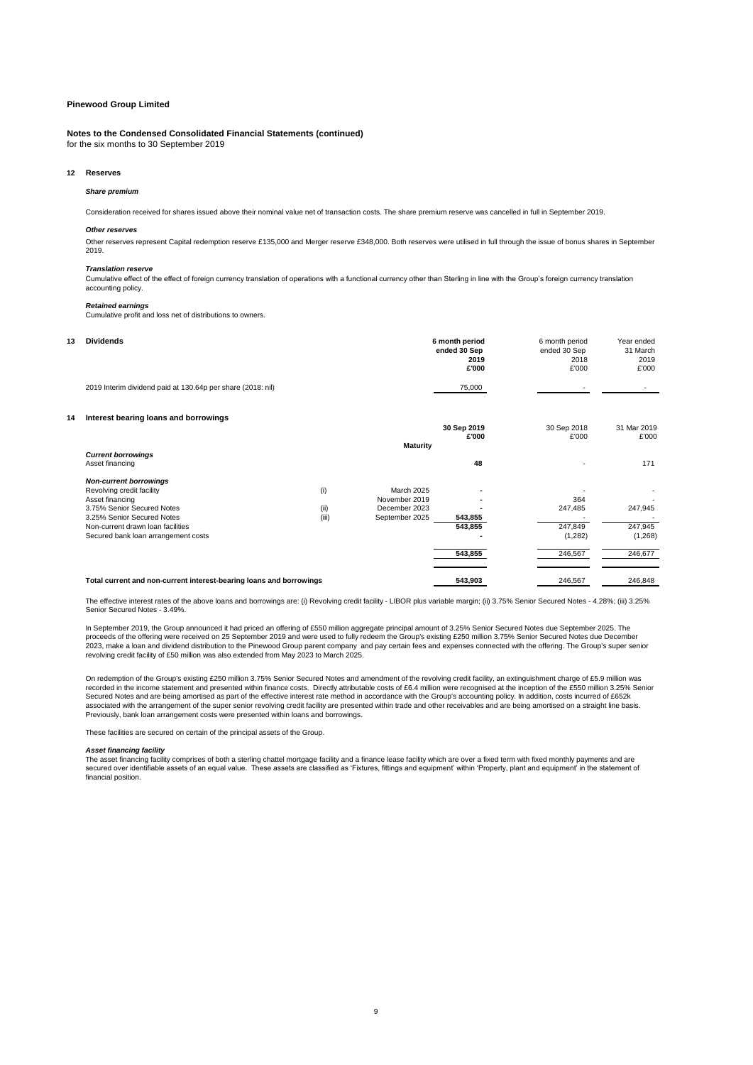**Pinewood Group Limited**

**Notes to the Condensed Consolidated Financial Statements (continued)**
for the six months to 30 September 2019

## 12 Reserves

***Share premium***

Consideration received for shares issued above their nominal value net of transaction costs. The share premium reserve was cancelled in full in September 2019.

***Other reserves***

Other reserves represent Capital redemption reserve £135,000 and Merger reserve £348,000. Both reserves were utilised in full through the issue of bonus shares in September 2019.

***Translation reserve***

Cumulative effect of the effect of foreign currency translation of operations with a functional currency other than Sterling in line with the Group's foreign currency translation accounting policy.

***Retained earnings***

Cumulative profit and loss net of distributions to owners.

## 13 Dividends

| | **6 month period ended 30 Sep 2019 £'000** | 6 month period ended 30 Sep 2018 £'000 | Year ended 31 March 2019 £'000 |
|---|---|---|---|
| 2019 Interim dividend paid at 130.64p per share (2018: nil) | 75,000 | - | - |

## 14 Interest bearing loans and borrowings

| | | **Maturity** | **30 Sep 2019 £'000** | 30 Sep 2018 £'000 | 31 Mar 2019 £'000 |
|---|---|---|---|---|---|
| ***Current borrowings*** | | | | | |
| Asset financing | | | **48** | - | 171 |
| ***Non-current borrowings*** | | | | | |
| Revolving credit facility | (i) | March 2025 | **-** | - | - |
| Asset financing | | November 2019 | **-** | 364 | - |
| 3.75% Senior Secured Notes | (ii) | December 2023 | **-** | 247,485 | 247,945 |
| 3.25% Senior Secured Notes | (iii) | September 2025 | **543,855** | - | - |
| Non-current drawn loan facilities | | | **543,855** | 247,849 | 247,945 |
| Secured bank loan arrangement costs | | | **-** | (1,282) | (1,268) |
| | | | **543,855** | 246,567 | 246,677 |
| **Total current and non-current interest-bearing loans and borrowings** | | | **543,903** | 246,567 | 246,848 |

The effective interest rates of the above loans and borrowings are: (i) Revolving credit facility - LIBOR plus variable margin; (ii) 3.75% Senior Secured Notes - 4.28%; (iii) 3.25% Senior Secured Notes - 3.49%.

In September 2019, the Group announced it had priced an offering of £550 million aggregate principal amount of 3.25% Senior Secured Notes due September 2025. The proceeds of the offering were received on 25 September 2019 and were used to fully redeem the Group's existing £250 million 3.75% Senior Secured Notes due December 2023, make a loan and dividend distribution to the Pinewood Group parent company and pay certain fees and expenses connected with the offering. The Group's super senior revolving credit facility of £50 million was also extended from May 2023 to March 2025.

On redemption of the Group's existing £250 million 3.75% Senior Secured Notes and amendment of the revolving credit facility, an extinguishment charge of £5.9 million was recorded in the income statement and presented within finance costs. Directly attributable costs of £6.4 million were recognised at the inception of the £550 million 3.25% Senior Secured Notes and are being amortised as part of the effective interest rate method in accordance with the Group's accounting policy. In addition, costs incurred of £652k associated with the arrangement of the super senior revolving credit facility are presented within trade and other receivables and are being amortised on a straight line basis. Previously, bank loan arrangement costs were presented within loans and borrowings.

These facilities are secured on certain of the principal assets of the Group.

***Asset financing facility***

The asset financing facility comprises of both a sterling chattel mortgage facility and a finance lease facility which are over a fixed term with fixed monthly payments and are secured over identifiable assets of an equal value. These assets are classified as 'Fixtures, fittings and equipment' within 'Property, plant and equipment' in the statement of financial position.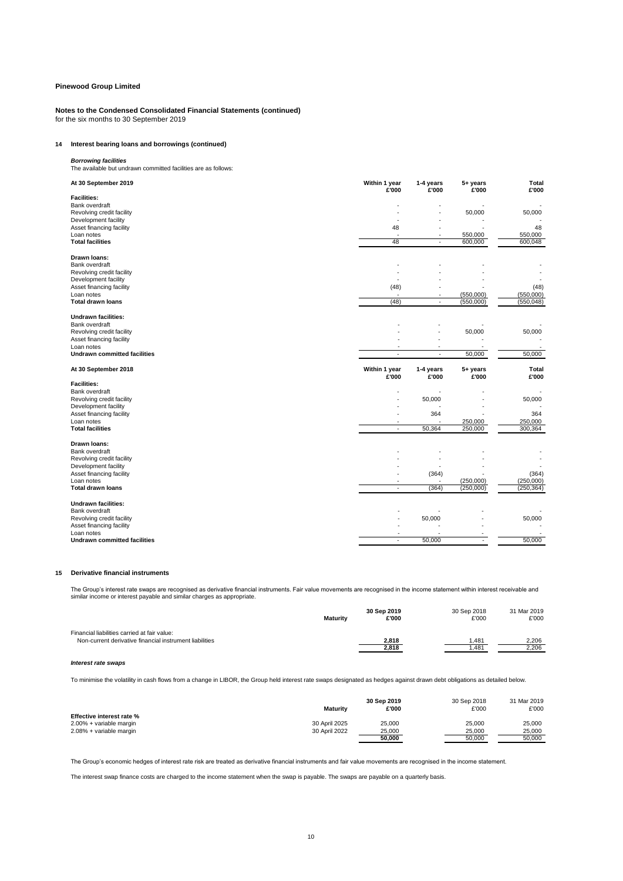**Pinewood Group Limited**

**Notes to the Condensed Consolidated Financial Statements (continued)**
for the six months to 30 September 2019

### 14 Interest bearing loans and borrowings (continued)

***Borrowing facilities***
The available but undrawn committed facilities are as follows:

| At 30 September 2019 | Within 1 year £'000 | 1-4 years £'000 | 5+ years £'000 | Total £'000 |
|---|---|---|---|---|
| **Facilities:** | | | | |
| Bank overdraft | - | - | - | - |
| Revolving credit facility | - | - | 50,000 | 50,000 |
| Development facility | - | - | - | - |
| Asset financing facility | 48 | - | - | 48 |
| Loan notes | - | - | 550,000 | 550,000 |
| **Total facilities** | 48 | - | 600,000 | 600,048 |
| **Drawn loans:** | | | | |
| Bank overdraft | - | - | - | - |
| Revolving credit facility | - | - | - | - |
| Development facility | - | - | - | - |
| Asset financing facility | (48) | - | - | (48) |
| Loan notes | - | - | (550,000) | (550,000) |
| **Total drawn loans** | (48) | - | (550,000) | (550,048) |
| **Undrawn facilities:** | | | | |
| Bank overdraft | - | - | - | - |
| Revolving credit facility | - | - | 50,000 | 50,000 |
| Asset financing facility | - | - | - | - |
| Loan notes | - | - | - | - |
| **Undrawn committed facilities** | - | - | 50,000 | 50,000 |

| At 30 September 2018 | Within 1 year £'000 | 1-4 years £'000 | 5+ years £'000 | Total £'000 |
|---|---|---|---|---|
| **Facilities:** | | | | |
| Bank overdraft | - | - | - | - |
| Revolving credit facility | - | 50,000 | - | 50,000 |
| Development facility | - | - | - | - |
| Asset financing facility | - | 364 | - | 364 |
| Loan notes | - | - | 250,000 | 250,000 |
| **Total facilities** | - | 50,364 | 250,000 | 300,364 |
| **Drawn loans:** | | | | |
| Bank overdraft | - | - | - | - |
| Revolving credit facility | - | - | - | - |
| Development facility | - | - | - | - |
| Asset financing facility | - | (364) | - | (364) |
| Loan notes | - | - | (250,000) | (250,000) |
| **Total drawn loans** | - | (364) | (250,000) | (250,364) |
| **Undrawn facilities:** | | | | |
| Bank overdraft | - | - | - | - |
| Revolving credit facility | - | 50,000 | - | 50,000 |
| Asset financing facility | - | - | - | - |
| Loan notes | - | - | - | - |
| **Undrawn committed facilities** | - | 50,000 | - | 50,000 |

### 15 Derivative financial instruments

The Group's interest rate swaps are recognised as derivative financial instruments. Fair value movements are recognised in the income statement within interest receivable and similar income or interest payable and similar charges as appropriate.

| | Maturity | 30 Sep 2019 £'000 | 30 Sep 2018 £'000 | 31 Mar 2019 £'000 |
|---|---|---|---|---|
| Financial liabilities carried at fair value: | | | | |
| Non-current derivative financial instrument liabilities | | **2,818** | 1,481 | 2,206 |
| | | **2,818** | 1,481 | 2,206 |

***Interest rate swaps***

To minimise the volatility in cash flows from a change in LIBOR, the Group held interest rate swaps designated as hedges against drawn debt obligations as detailed below.

| | Maturity | 30 Sep 2019 £'000 | 30 Sep 2018 £'000 | 31 Mar 2019 £'000 |
|---|---|---|---|---|
| **Effective interest rate %** | | | | |
| 2.00% + variable margin | 30 April 2025 | 25,000 | 25,000 | 25,000 |
| 2.08% + variable margin | 30 April 2022 | 25,000 | 25,000 | 25,000 |
| | | **50,000** | 50,000 | 50,000 |

The Group's economic hedges of interest rate risk are treated as derivative financial instruments and fair value movements are recognised in the income statement.

The interest swap finance costs are charged to the income statement when the swap is payable. The swaps are payable on a quarterly basis.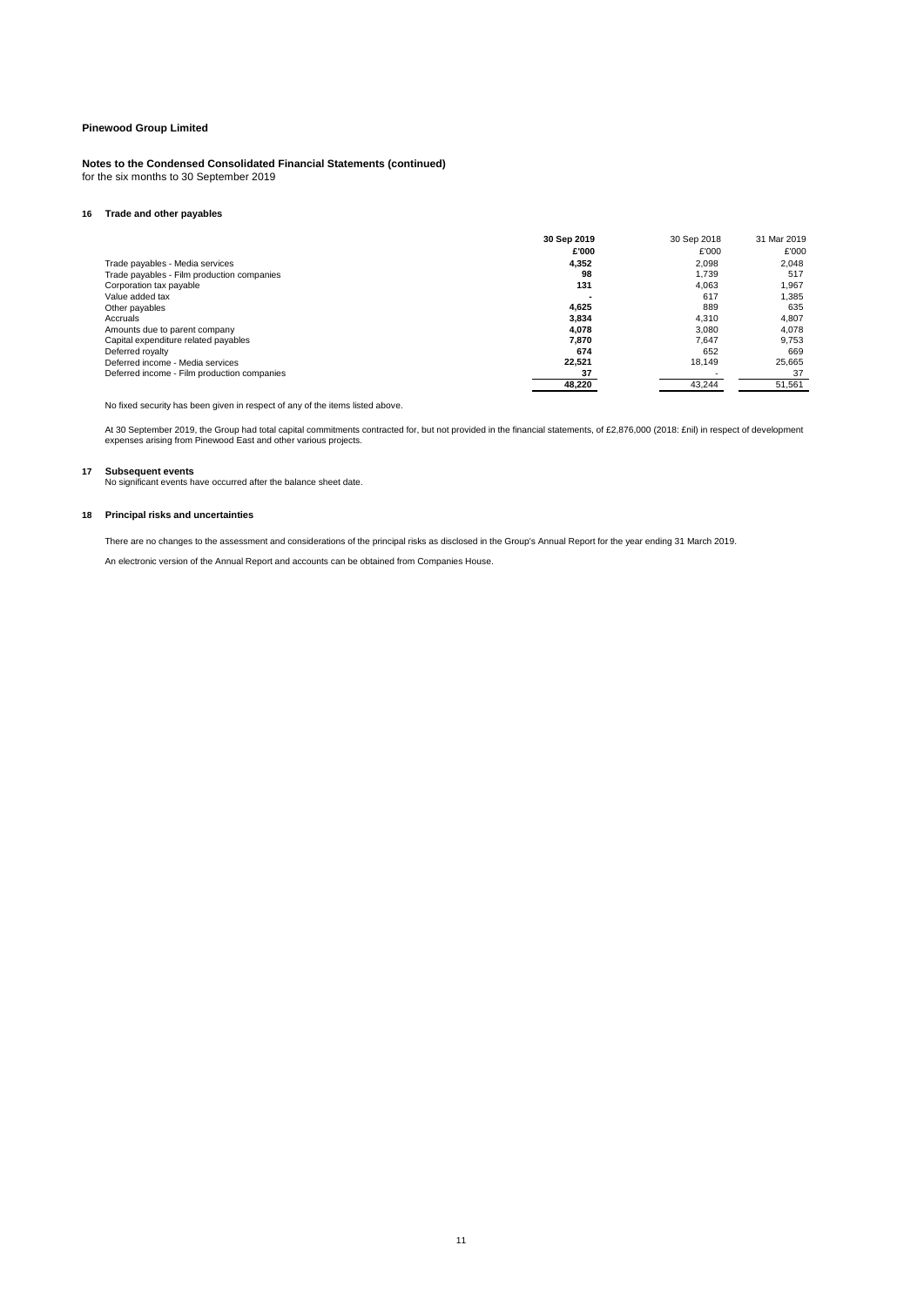**Pinewood Group Limited**

**Notes to the Condensed Consolidated Financial Statements (continued)**
for the six months to 30 September 2019

#### 16 Trade and other payables

| | **30 Sep 2019** | 30 Sep 2018 | 31 Mar 2019 |
|---|---|---|---|
| | **£'000** | £'000 | £'000 |
| Trade payables - Media services | **4,352** | 2,098 | 2,048 |
| Trade payables - Film production companies | **98** | 1,739 | 517 |
| Corporation tax payable | **131** | 4,063 | 1,967 |
| Value added tax | **-** | 617 | 1,385 |
| Other payables | **4,625** | 889 | 635 |
| Accruals | **3,834** | 4,310 | 4,807 |
| Amounts due to parent company | **4,078** | 3,080 | 4,078 |
| Capital expenditure related payables | **7,870** | 7,647 | 9,753 |
| Deferred royalty | **674** | 652 | 669 |
| Deferred income - Media services | **22,521** | 18,149 | 25,665 |
| Deferred income - Film production companies | **37** | - | 37 |
| | **48,220** | 43,244 | 51,561 |

No fixed security has been given in respect of any of the items listed above.

At 30 September 2019, the Group had total capital commitments contracted for, but not provided in the financial statements, of £2,876,000 (2018: £nil) in respect of development expenses arising from Pinewood East and other various projects.

#### 17 Subsequent events

No significant events have occurred after the balance sheet date.

#### 18 Principal risks and uncertainties

There are no changes to the assessment and considerations of the principal risks as disclosed in the Group's Annual Report for the year ending 31 March 2019.

An electronic version of the Annual Report and accounts can be obtained from Companies House.